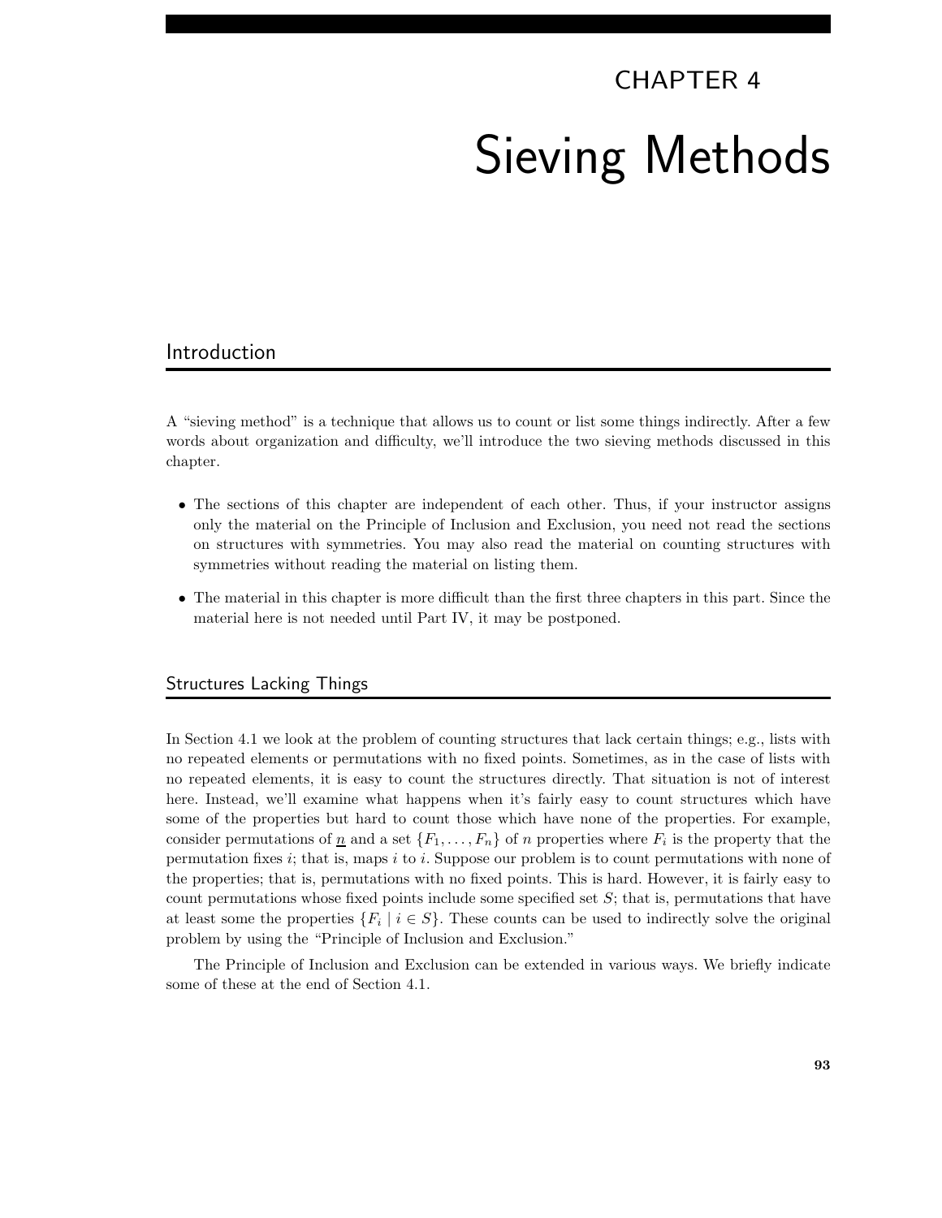# CHAPTER 4

# Sieving Methods

## Introduction

A "sieving method" is a technique that allows us to count or list some things indirectly. After a few words about organization and difficulty, we'll introduce the two sieving methods discussed in this chapter.

- The sections of this chapter are independent of each other. Thus, if your instructor assigns only the material on the Principle of Inclusion and Exclusion, you need not read the sections on structures with symmetries. You may also read the material on counting structures with symmetries without reading the material on listing them.
- The material in this chapter is more difficult than the first three chapters in this part. Since the material here is not needed until Part IV, it may be postponed.

## Structures Lacking Things

In Section 4.1 we look at the problem of counting structures that lack certain things; e.g., lists with no repeated elements or permutations with no fixed points. Sometimes, as in the case of lists with no repeated elements, it is easy to count the structures directly. That situation is not of interest here. Instead, we'll examine what happens when it's fairly easy to count structures which have some of the properties but hard to count those which have none of the properties. For example, consider permutations of $\underline{n}$ and a set $\{F_1, \ldots, F_n\}$ of $n$ properties where $F_i$ is the property that the permutation fixes $i$; that is, maps $i$ to $i$. Suppose our problem is to count permutations with none of the properties; that is, permutations with no fixed points. This is hard. However, it is fairly easy to count permutations whose fixed points include some specified set $S$; that is, permutations that have at least some the properties $\{F_i \mid i \in S\}$. These counts can be used to indirectly solve the original problem by using the "Principle of Inclusion and Exclusion."

The Principle of Inclusion and Exclusion can be extended in various ways. We briefly indicate some of these at the end of Section 4.1.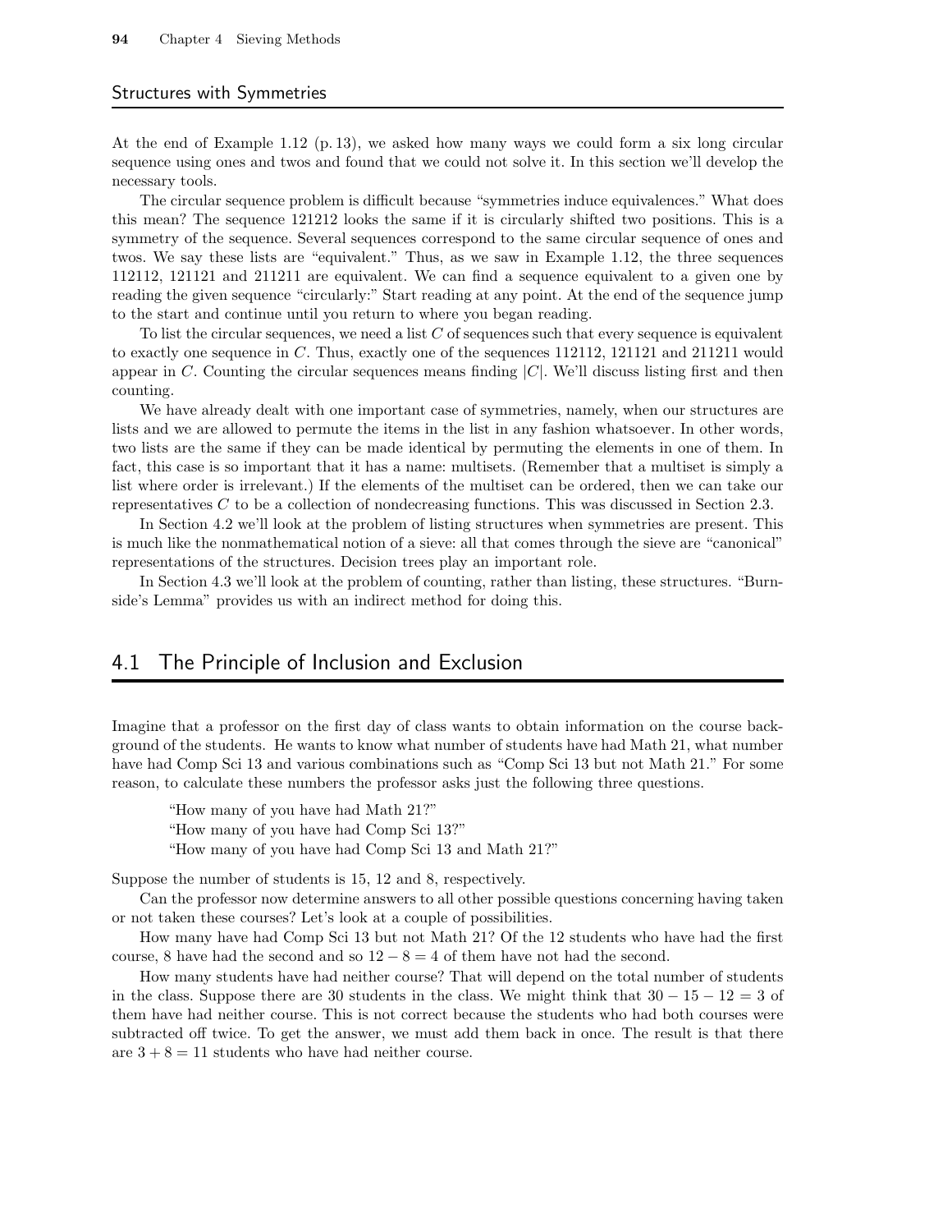## Structures with Symmetries

At the end of Example 1.12 (p. 13), we asked how many ways we could form a six long circular sequence using ones and twos and found that we could not solve it. In this section we'll develop the necessary tools.

The circular sequence problem is difficult because "symmetries induce equivalences." What does this mean? The sequence 121212 looks the same if it is circularly shifted two positions. This is a symmetry of the sequence. Several sequences correspond to the same circular sequence of ones and twos. We say these lists are "equivalent." Thus, as we saw in Example 1.12, the three sequences 112112, 121121 and 211211 are equivalent. We can find a sequence equivalent to a given one by reading the given sequence "circularly:" Start reading at any point. At the end of the sequence jump to the start and continue until you return to where you began reading.

To list the circular sequences, we need a list $C$ of sequences such that every sequence is equivalent to exactly one sequence in $C$. Thus, exactly one of the sequences 112112, 121121 and 211211 would appear in $C$. Counting the circular sequences means finding $|C|$. We'll discuss listing first and then counting.

We have already dealt with one important case of symmetries, namely, when our structures are lists and we are allowed to permute the items in the list in any fashion whatsoever. In other words, two lists are the same if they can be made identical by permuting the elements in one of them. In fact, this case is so important that it has a name: multisets. (Remember that a multiset is simply a list where order is irrelevant.) If the elements of the multiset can be ordered, then we can take our representatives $C$ to be a collection of nondecreasing functions. This was discussed in Section 2.3.

In Section 4.2 we'll look at the problem of listing structures when symmetries are present. This is much like the nonmathematical notion of a sieve: all that comes through the sieve are "canonical" representations of the structures. Decision trees play an important role.

In Section 4.3 we'll look at the problem of counting, rather than listing, these structures. "Burnside's Lemma" provides us with an indirect method for doing this.

## 4.1 The Principle of Inclusion and Exclusion

Imagine that a professor on the first day of class wants to obtain information on the course background of the students. He wants to know what number of students have had Math 21, what number have had Comp Sci 13 and various combinations such as "Comp Sci 13 but not Math 21." For some reason, to calculate these numbers the professor asks just the following three questions.

> "How many of you have had Math 21?"
> "How many of you have had Comp Sci 13?"
> "How many of you have had Comp Sci 13 and Math 21?"

Suppose the number of students is 15, 12 and 8, respectively.

Can the professor now determine answers to all other possible questions concerning having taken or not taken these courses? Let's look at a couple of possibilities.

How many have had Comp Sci 13 but not Math 21? Of the 12 students who have had the first course, 8 have had the second and so $12 - 8 = 4$ of them have not had the second.

How many students have had neither course? That will depend on the total number of students in the class. Suppose there are 30 students in the class. We might think that $30 - 15 - 12 = 3$ of them have had neither course. This is not correct because the students who had both courses were subtracted off twice. To get the answer, we must add them back in once. The result is that there are $3 + 8 = 11$ students who have had neither course.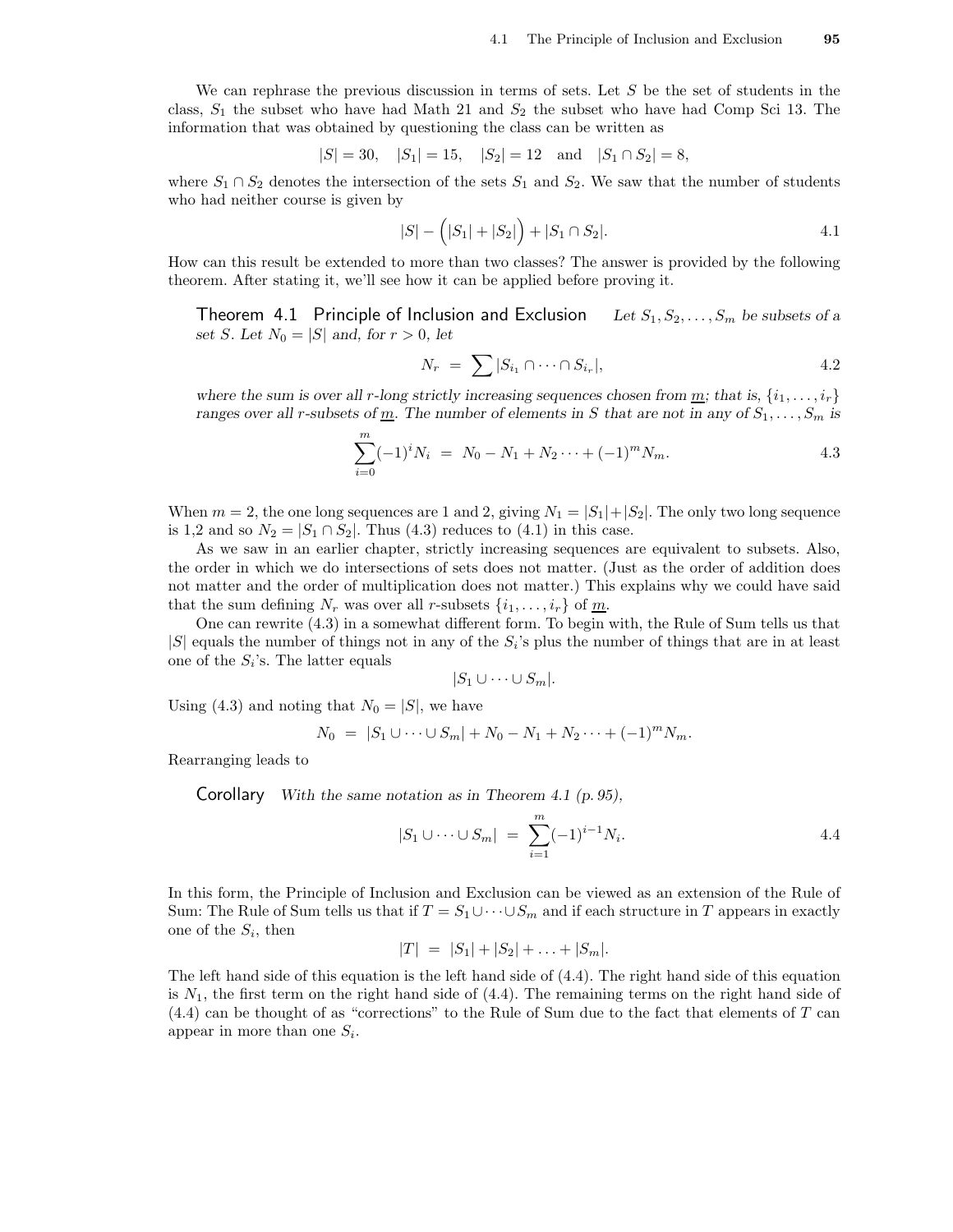We can rephrase the previous discussion in terms of sets. Let $S$ be the set of students in the class, $S_1$ the subset who have had Math 21 and $S_2$ the subset who have had Comp Sci 13. The information that was obtained by questioning the class can be written as

$$|S| = 30, \quad |S_1| = 15, \quad |S_2| = 12 \quad \text{and} \quad |S_1 \cap S_2| = 8,$$

where $S_1 \cap S_2$ denotes the intersection of the sets $S_1$ and $S_2$. We saw that the number of students who had neither course is given by

$$|S| - \Big(|S_1| + |S_2|\Big) + |S_1 \cap S_2|. \tag{4.1}$$

How can this result be extended to more than two classes? The answer is provided by the following theorem. After stating it, we'll see how it can be applied before proving it.

**Theorem 4.1 Principle of Inclusion and Exclusion** *Let $S_1, S_2, \ldots, S_m$ be subsets of a set $S$. Let $N_0 = |S|$ and, for $r > 0$, let*

$$N_r \;=\; \sum |S_{i_1} \cap \cdots \cap S_{i_r}|, \tag{4.2}$$

*where the sum is over all $r$-long strictly increasing sequences chosen from $\underline{m}$; that is, $\{i_1, \ldots, i_r\}$ ranges over all $r$-subsets of $\underline{m}$. The number of elements in $S$ that are not in any of $S_1, \ldots, S_m$ is*

$$\sum_{i=0}^{m} (-1)^i N_i \;=\; N_0 - N_1 + N_2 \cdots + (-1)^m N_m. \tag{4.3}$$

When $m = 2$, the one long sequences are 1 and 2, giving $N_1 = |S_1| + |S_2|$. The only two long sequence is 1,2 and so $N_2 = |S_1 \cap S_2|$. Thus (4.3) reduces to (4.1) in this case.

As we saw in an earlier chapter, strictly increasing sequences are equivalent to subsets. Also, the order in which we do intersections of sets does not matter. (Just as the order of addition does not matter and the order of multiplication does not matter.) This explains why we could have said that the sum defining $N_r$ was over all $r$-subsets $\{i_1, \ldots, i_r\}$ of $\underline{m}$.

One can rewrite (4.3) in a somewhat different form. To begin with, the Rule of Sum tells us that $|S|$ equals the number of things not in any of the $S_i$'s plus the number of things that are in at least one of the $S_i$'s. The latter equals

$$|S_1 \cup \cdots \cup S_m|.$$

Using (4.3) and noting that $N_0 = |S|$, we have

$$N_0 \;=\; |S_1 \cup \cdots \cup S_m| + N_0 - N_1 + N_2 \cdots + (-1)^m N_m.$$

Rearranging leads to

**Corollary** *With the same notation as in Theorem 4.1 (p. 95),*

$$|S_1 \cup \cdots \cup S_m| \;=\; \sum_{i=1}^{m} (-1)^{i-1} N_i. \tag{4.4}$$

In this form, the Principle of Inclusion and Exclusion can be viewed as an extension of the Rule of Sum: The Rule of Sum tells us that if $T = S_1 \cup \cdots \cup S_m$ and if each structure in $T$ appears in exactly one of the $S_i$, then

$$|T| \;=\; |S_1| + |S_2| + \ldots + |S_m|.$$

The left hand side of this equation is the left hand side of (4.4). The right hand side of this equation is $N_1$, the first term on the right hand side of (4.4). The remaining terms on the right hand side of (4.4) can be thought of as "corrections" to the Rule of Sum due to the fact that elements of $T$ can appear in more than one $S_i$.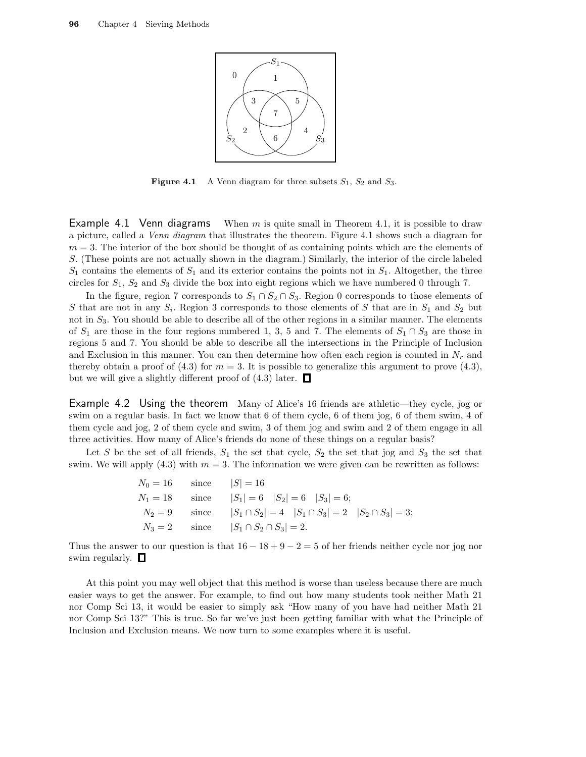**Figure 4.1** A Venn diagram for three subsets $S_1$, $S_2$ and $S_3$.

**Example 4.1 Venn diagrams** When $m$ is quite small in Theorem 4.1, it is possible to draw a picture, called a *Venn diagram* that illustrates the theorem. Figure 4.1 shows such a diagram for $m = 3$. The interior of the box should be thought of as containing points which are the elements of $S$. (These points are not actually shown in the diagram.) Similarly, the interior of the circle labeled $S_1$ contains the elements of $S_1$ and its exterior contains the points not in $S_1$. Altogether, the three circles for $S_1$, $S_2$ and $S_3$ divide the box into eight regions which we have numbered 0 through 7.

In the figure, region 7 corresponds to $S_1 \cap S_2 \cap S_3$. Region 0 corresponds to those elements of $S$ that are not in any $S_i$. Region 3 corresponds to those elements of $S$ that are in $S_1$ and $S_2$ but not in $S_3$. You should be able to describe all of the other regions in a similar manner. The elements of $S_1$ are those in the four regions numbered 1, 3, 5 and 7. The elements of $S_1 \cap S_3$ are those in regions 5 and 7. You should be able to describe all the intersections in the Principle of Inclusion and Exclusion in this manner. You can then determine how often each region is counted in $N_r$ and thereby obtain a proof of (4.3) for $m = 3$. It is possible to generalize this argument to prove (4.3), but we will give a slightly different proof of (4.3) later. □

**Example 4.2 Using the theorem** Many of Alice's 16 friends are athletic—they cycle, jog or swim on a regular basis. In fact we know that 6 of them cycle, 6 of them jog, 6 of them swim, 4 of them cycle and jog, 2 of them cycle and swim, 3 of them jog and swim and 2 of them engage in all three activities. How many of Alice's friends do none of these things on a regular basis?

Let $S$ be the set of all friends, $S_1$ the set that cycle, $S_2$ the set that jog and $S_3$ the set that swim. We will apply (4.3) with $m = 3$. The information we were given can be rewritten as follows:

$$
\begin{aligned}
N_0 &= 16 \quad &&\text{since} \quad |S| = 16 \\
N_1 &= 18 \quad &&\text{since} \quad |S_1| = 6 \quad |S_2| = 6 \quad |S_3| = 6; \\
N_2 &= 9 \quad &&\text{since} \quad |S_1 \cap S_2| = 4 \quad |S_1 \cap S_3| = 2 \quad |S_2 \cap S_3| = 3; \\
N_3 &= 2 \quad &&\text{since} \quad |S_1 \cap S_2 \cap S_3| = 2.
\end{aligned}
$$

Thus the answer to our question is that $16 - 18 + 9 - 2 = 5$ of her friends neither cycle nor jog nor swim regularly. □

At this point you may well object that this method is worse than useless because there are much easier ways to get the answer. For example, to find out how many students took neither Math 21 nor Comp Sci 13, it would be easier to simply ask "How many of you have had neither Math 21 nor Comp Sci 13?" This is true. So far we've just been getting familiar with what the Principle of Inclusion and Exclusion means. We now turn to some examples where it is useful.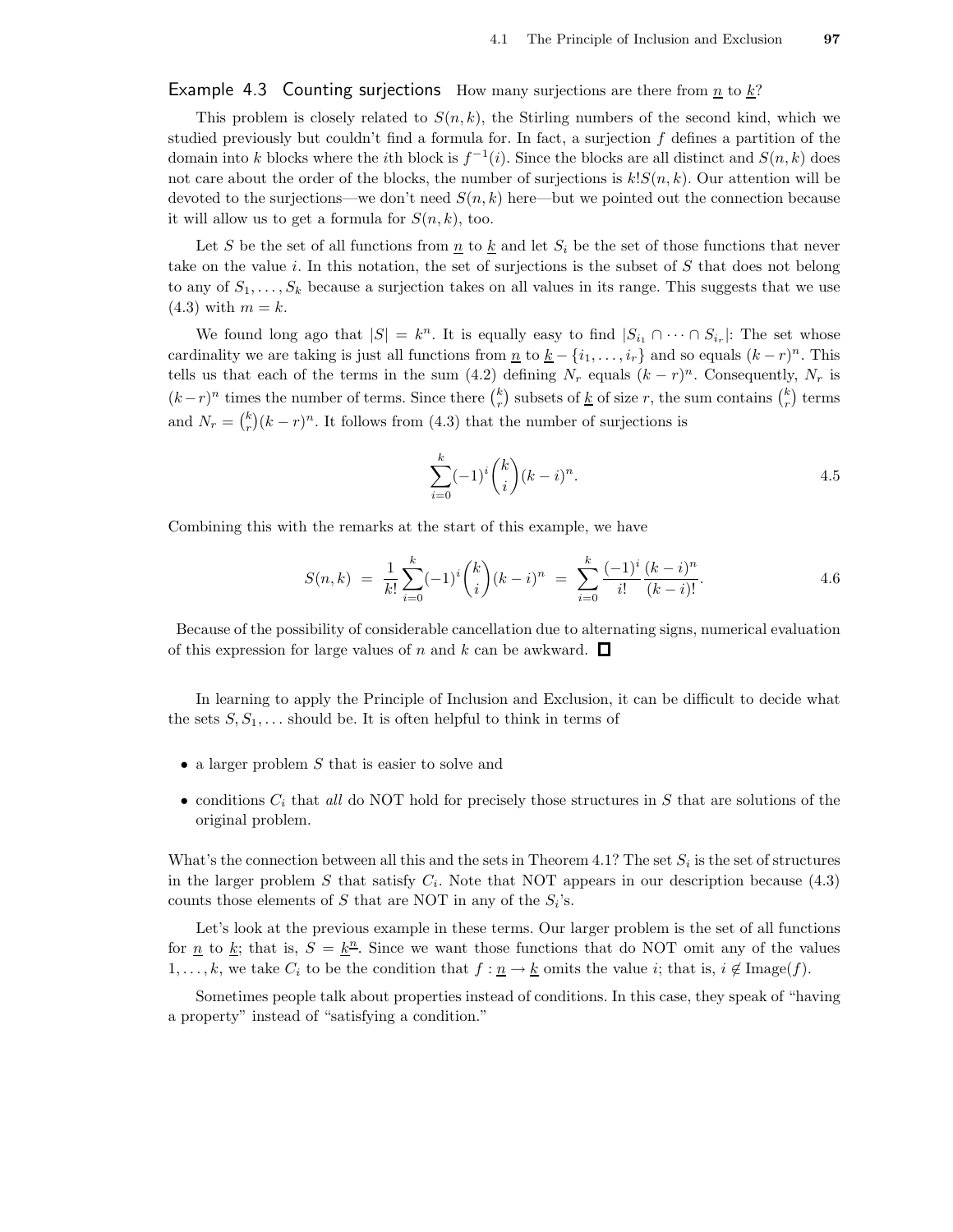**Example 4.3 Counting surjections** How many surjections are there from $\underline{n}$ to $\underline{k}$?

This problem is closely related to $S(n,k)$, the Stirling numbers of the second kind, which we studied previously but couldn't find a formula for. In fact, a surjection $f$ defines a partition of the domain into $k$ blocks where the $i$th block is $f^{-1}(i)$. Since the blocks are all distinct and $S(n,k)$ does not care about the order of the blocks, the number of surjections is $k!S(n,k)$. Our attention will be devoted to the surjections—we don't need $S(n,k)$ here—but we pointed out the connection because it will allow us to get a formula for $S(n,k)$, too.

Let $S$ be the set of all functions from $\underline{n}$ to $\underline{k}$ and let $S_i$ be the set of those functions that never take on the value $i$. In this notation, the set of surjections is the subset of $S$ that does not belong to any of $S_1, \ldots, S_k$ because a surjection takes on all values in its range. This suggests that we use (4.3) with $m = k$.

We found long ago that $|S| = k^n$. It is equally easy to find $|S_{i_1} \cap \cdots \cap S_{i_r}|$: The set whose cardinality we are taking is just all functions from $\underline{n}$ to $\underline{k} - \{i_1, \ldots, i_r\}$ and so equals $(k-r)^n$. This tells us that each of the terms in the sum (4.2) defining $N_r$ equals $(k-r)^n$. Consequently, $N_r$ is $(k-r)^n$ times the number of terms. Since there $\binom{k}{r}$ subsets of $\underline{k}$ of size $r$, the sum contains $\binom{k}{r}$ terms and $N_r = \binom{k}{r}(k-r)^n$. It follows from (4.3) that the number of surjections is

$$\sum_{i=0}^{k} (-1)^i \binom{k}{i} (k-i)^n. \tag{4.5}$$

Combining this with the remarks at the start of this example, we have

$$S(n,k) \;=\; \frac{1}{k!} \sum_{i=0}^{k} (-1)^i \binom{k}{i} (k-i)^n \;=\; \sum_{i=0}^{k} \frac{(-1)^i}{i!} \frac{(k-i)^n}{(k-i)!}. \tag{4.6}$$

Because of the possibility of considerable cancellation due to alternating signs, numerical evaluation of this expression for large values of $n$ and $k$ can be awkward. □

In learning to apply the Principle of Inclusion and Exclusion, it can be difficult to decide what the sets $S, S_1, \ldots$ should be. It is often helpful to think in terms of

- a larger problem $S$ that is easier to solve and
- conditions $C_i$ that *all* do NOT hold for precisely those structures in $S$ that are solutions of the original problem.

What's the connection between all this and the sets in Theorem 4.1? The set $S_i$ is the set of structures in the larger problem $S$ that satisfy $C_i$. Note that NOT appears in our description because (4.3) counts those elements of $S$ that are NOT in any of the $S_i$'s.

Let's look at the previous example in these terms. Our larger problem is the set of all functions for $\underline{n}$ to $\underline{k}$; that is, $S = \underline{k}^{\underline{n}}$. Since we want those functions that do NOT omit any of the values $1, \ldots, k$, we take $C_i$ to be the condition that $f : \underline{n} \to \underline{k}$ omits the value $i$; that is, $i \notin \text{Image}(f)$.

Sometimes people talk about properties instead of conditions. In this case, they speak of "having a property" instead of "satisfying a condition."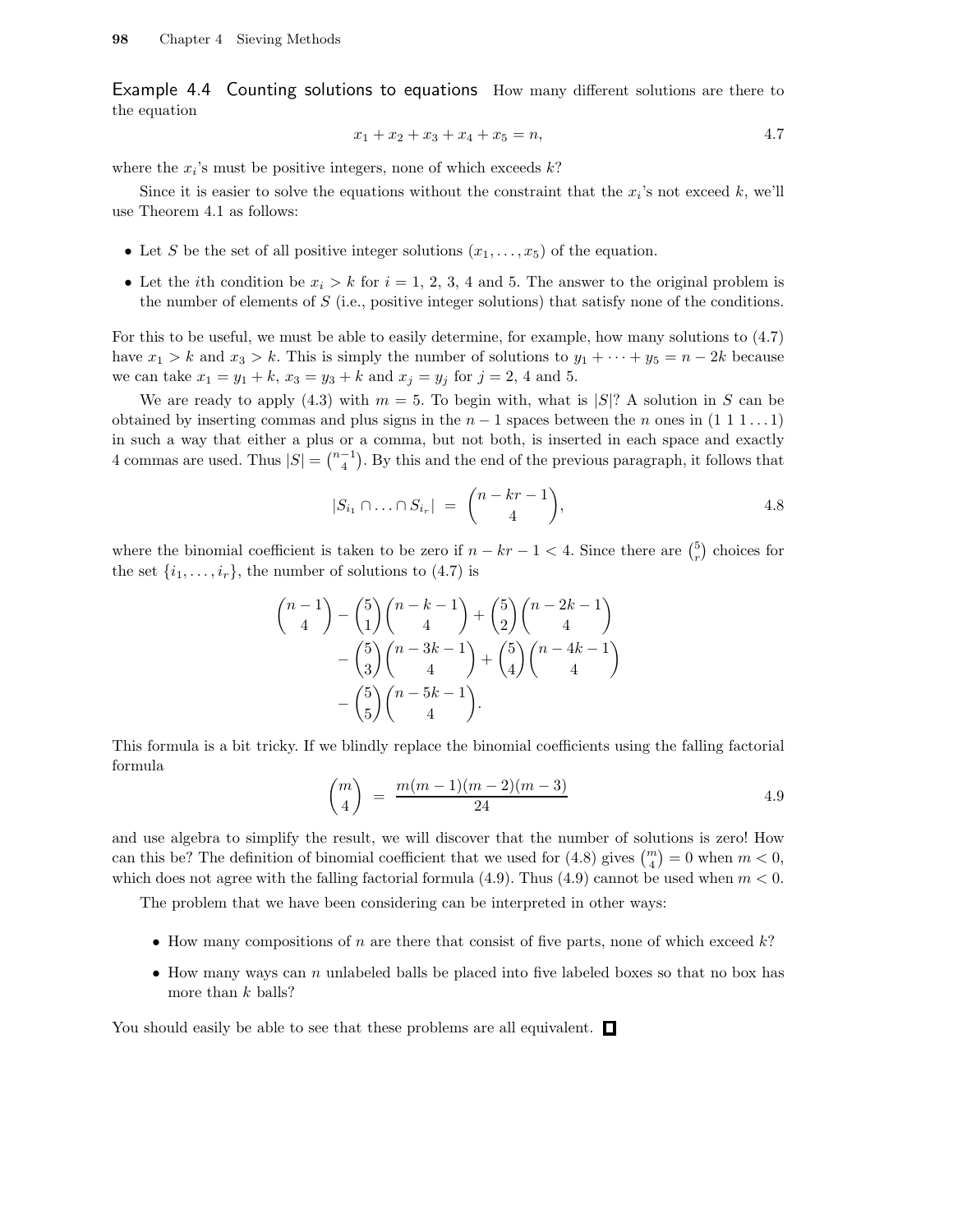**Example 4.4 Counting solutions to equations** How many different solutions are there to the equation

$$x_1 + x_2 + x_3 + x_4 + x_5 = n, \tag{4.7}$$

where the $x_i$'s must be positive integers, none of which exceeds $k$?

Since it is easier to solve the equations without the constraint that the $x_i$'s not exceed $k$, we'll use Theorem 4.1 as follows:

- Let $S$ be the set of all positive integer solutions $(x_1, \ldots, x_5)$ of the equation.
- Let the $i$th condition be $x_i > k$ for $i = 1, 2, 3, 4$ and $5$. The answer to the original problem is the number of elements of $S$ (i.e., positive integer solutions) that satisfy none of the conditions.

For this to be useful, we must be able to easily determine, for example, how many solutions to (4.7) have $x_1 > k$ and $x_3 > k$. This is simply the number of solutions to $y_1 + \cdots + y_5 = n - 2k$ because we can take $x_1 = y_1 + k$, $x_3 = y_3 + k$ and $x_j = y_j$ for $j = 2, 4$ and $5$.

We are ready to apply (4.3) with $m = 5$. To begin with, what is $|S|$? A solution in $S$ can be obtained by inserting commas and plus signs in the $n - 1$ spaces between the $n$ ones in $(1\ 1\ 1 \ldots 1)$ in such a way that either a plus or a comma, but not both, is inserted in each space and exactly 4 commas are used. Thus $|S| = \binom{n-1}{4}$. By this and the end of the previous paragraph, it follows that

$$|S_{i_1} \cap \ldots \cap S_{i_r}| \;=\; \binom{n - kr - 1}{4}, \tag{4.8}$$

where the binomial coefficient is taken to be zero if $n - kr - 1 < 4$. Since there are $\binom{5}{r}$ choices for the set $\{i_1, \ldots, i_r\}$, the number of solutions to (4.7) is

$$\begin{aligned}
\binom{n-1}{4} - \binom{5}{1}\binom{n-k-1}{4} &+ \binom{5}{2}\binom{n-2k-1}{4} \\
&- \binom{5}{3}\binom{n-3k-1}{4} + \binom{5}{4}\binom{n-4k-1}{4} \\
&- \binom{5}{5}\binom{n-5k-1}{4}.
\end{aligned}$$

This formula is a bit tricky. If we blindly replace the binomial coefficients using the falling factorial formula

$$\binom{m}{4} \;=\; \frac{m(m-1)(m-2)(m-3)}{24} \tag{4.9}$$

and use algebra to simplify the result, we will discover that the number of solutions is zero! How can this be? The definition of binomial coefficient that we used for (4.8) gives $\binom{m}{4} = 0$ when $m < 0$, which does not agree with the falling factorial formula (4.9). Thus (4.9) cannot be used when $m < 0$.

The problem that we have been considering can be interpreted in other ways:

- How many compositions of $n$ are there that consist of five parts, none of which exceed $k$?
- How many ways can $n$ unlabeled balls be placed into five labeled boxes so that no box has more than $k$ balls?

You should easily be able to see that these problems are all equivalent. □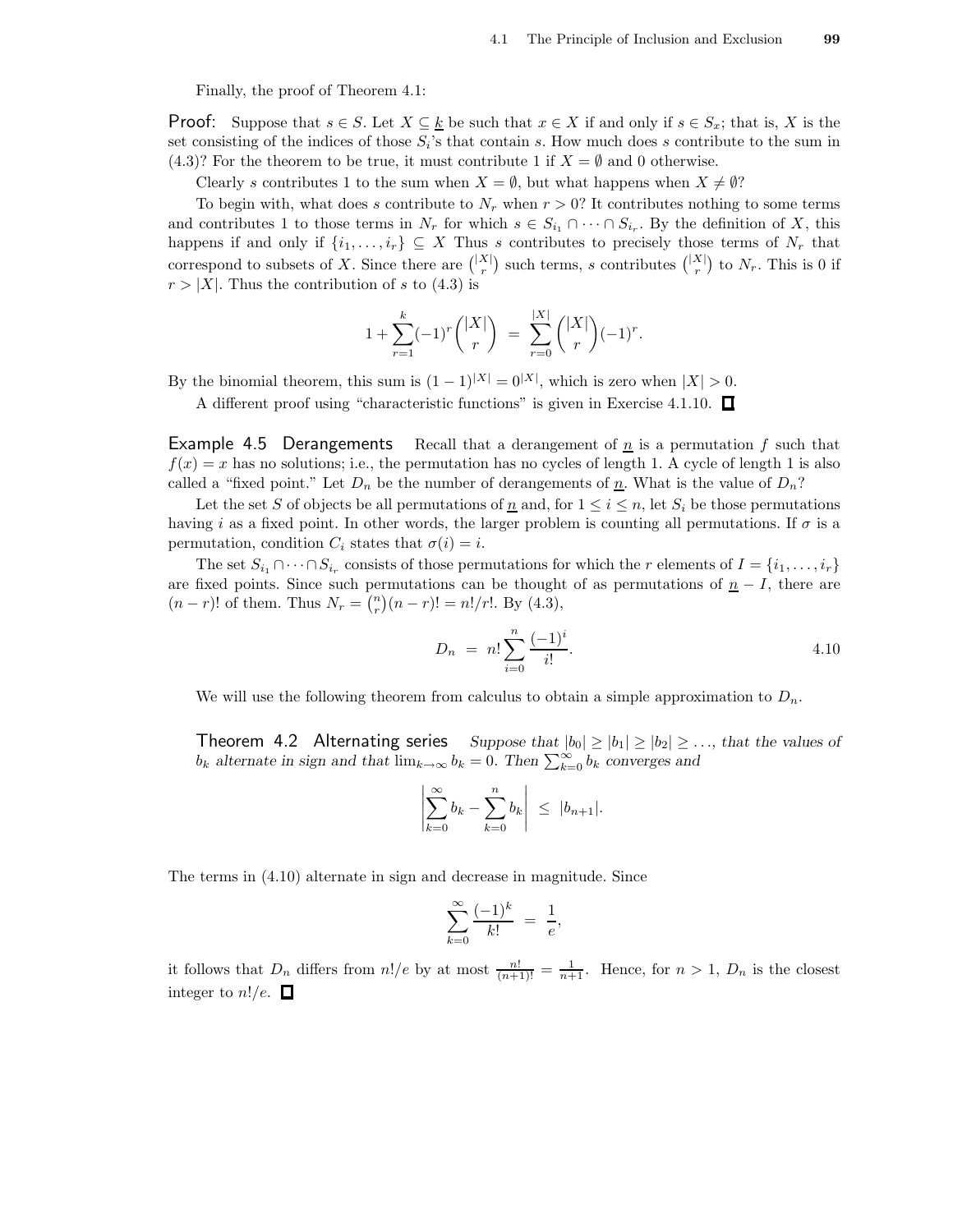Finally, the proof of Theorem 4.1:

**Proof:** Suppose that $s \in S$. Let $X \subseteq \underline{k}$ be such that $x \in X$ if and only if $s \in S_x$; that is, $X$ is the set consisting of the indices of those $S_i$'s that contain $s$. How much does $s$ contribute to the sum in (4.3)? For the theorem to be true, it must contribute 1 if $X = \emptyset$ and 0 otherwise.

Clearly $s$ contributes 1 to the sum when $X = \emptyset$, but what happens when $X \neq \emptyset$?

To begin with, what does $s$ contribute to $N_r$ when $r > 0$? It contributes nothing to some terms and contributes 1 to those terms in $N_r$ for which $s \in S_{i_1} \cap \cdots \cap S_{i_r}$. By the definition of $X$, this happens if and only if $\{i_1, \ldots, i_r\} \subseteq X$ Thus $s$ contributes to precisely those terms of $N_r$ that correspond to subsets of $X$. Since there are $\binom{|X|}{r}$ such terms, $s$ contributes $\binom{|X|}{r}$ to $N_r$. This is 0 if $r > |X|$. Thus the contribution of $s$ to (4.3) is

$$1 + \sum_{r=1}^{k} (-1)^r \binom{|X|}{r} \;=\; \sum_{r=0}^{|X|} \binom{|X|}{r} (-1)^r.$$

By the binomial theorem, this sum is $(1-1)^{|X|} = 0^{|X|}$, which is zero when $|X| > 0$.

A different proof using "characteristic functions" is given in Exercise 4.1.10. □

**Example 4.5 Derangements** Recall that a derangement of $\underline{n}$ is a permutation $f$ such that $f(x) = x$ has no solutions; i.e., the permutation has no cycles of length 1. A cycle of length 1 is also called a "fixed point." Let $D_n$ be the number of derangements of $\underline{n}$. What is the value of $D_n$?

Let the set $S$ of objects be all permutations of $\underline{n}$ and, for $1 \le i \le n$, let $S_i$ be those permutations having $i$ as a fixed point. In other words, the larger problem is counting all permutations. If $\sigma$ is a permutation, condition $C_i$ states that $\sigma(i) = i$.

The set $S_{i_1} \cap \cdots \cap S_{i_r}$ consists of those permutations for which the $r$ elements of $I = \{i_1, \ldots, i_r\}$ are fixed points. Since such permutations can be thought of as permutations of $\underline{n} - I$, there are $(n-r)!$ of them. Thus $N_r = \binom{n}{r}(n-r)! = n!/r!$. By (4.3),

$$D_n \;=\; n! \sum_{i=0}^{n} \frac{(-1)^i}{i!}. \tag{4.10}$$

We will use the following theorem from calculus to obtain a simple approximation to $D_n$.

**Theorem 4.2 Alternating series** *Suppose that $|b_0| \ge |b_1| \ge |b_2| \ge \ldots$, that the values of $b_k$ alternate in sign and that $\lim_{k\to\infty} b_k = 0$. Then $\sum_{k=0}^{\infty} b_k$ converges and*

$$\left| \sum_{k=0}^{\infty} b_k - \sum_{k=0}^{n} b_k \right| \;\le\; |b_{n+1}|.$$

The terms in (4.10) alternate in sign and decrease in magnitude. Since

$$\sum_{k=0}^{\infty} \frac{(-1)^k}{k!} \;=\; \frac{1}{e},$$

it follows that $D_n$ differs from $n!/e$ by at most $\frac{n!}{(n+1)!} = \frac{1}{n+1}$. Hence, for $n > 1$, $D_n$ is the closest integer to $n!/e$. □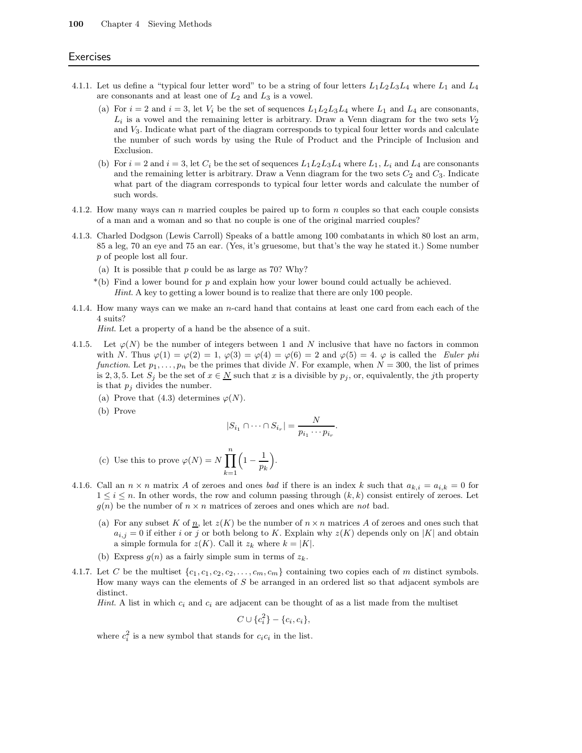## Exercises

4.1.1. Let us define a "typical four letter word" to be a string of four letters $L_1L_2L_3L_4$ where $L_1$ and $L_4$ are consonants and at least one of $L_2$ and $L_3$ is a vowel.

(a) For $i = 2$ and $i = 3$, let $V_i$ be the set of sequences $L_1L_2L_3L_4$ where $L_1$ and $L_4$ are consonants, $L_i$ is a vowel and the remaining letter is arbitrary. Draw a Venn diagram for the two sets $V_2$ and $V_3$. Indicate what part of the diagram corresponds to typical four letter words and calculate the number of such words by using the Rule of Product and the Principle of Inclusion and Exclusion.

(b) For $i = 2$ and $i = 3$, let $C_i$ be the set of sequences $L_1L_2L_3L_4$ where $L_1$, $L_i$ and $L_4$ are consonants and the remaining letter is arbitrary. Draw a Venn diagram for the two sets $C_2$ and $C_3$. Indicate what part of the diagram corresponds to typical four letter words and calculate the number of such words.

4.1.2. How many ways can $n$ married couples be paired up to form $n$ couples so that each couple consists of a man and a woman and so that no couple is one of the original married couples?

4.1.3. Charled Dodgson (Lewis Carroll) Speaks of a battle among 100 combatants in which 80 lost an arm, 85 a leg, 70 an eye and 75 an ear. (Yes, it's gruesome, but that's the way he stated it.) Some number $p$ of people lost all four.

(a) It is possible that $p$ could be as large as 70? Why?

*(b) Find a lower bound for $p$ and explain how your lower bound could actually be achieved. *Hint*. A key to getting a lower bound is to realize that there are only 100 people.

4.1.4. How many ways can we make an $n$-card hand that contains at least one card from each each of the 4 suits?
*Hint*. Let a property of a hand be the absence of a suit.

4.1.5. Let $\varphi(N)$ be the number of integers between 1 and $N$ inclusive that have no factors in common with $N$. Thus $\varphi(1) = \varphi(2) = 1$, $\varphi(3) = \varphi(4) = \varphi(6) = 2$ and $\varphi(5) = 4$. $\varphi$ is called the *Euler phi function*. Let $p_1, \ldots, p_n$ be the primes that divide $N$. For example, when $N = 300$, the list of primes is 2, 3, 5. Let $S_j$ be the set of $x \in \underline{N}$ such that $x$ is a divisible by $p_j$, or, equivalently, the $j$th property is that $p_j$ divides the number.

(a) Prove that (4.3) determines $\varphi(N)$.

(b) Prove

$$|S_{i_1} \cap \cdots \cap S_{i_r}| = \frac{N}{p_{i_1} \cdots p_{i_r}}.$$

(c) Use this to prove $\varphi(N) = N \prod_{k=1}^{n} \left(1 - \frac{1}{p_k}\right)$.

4.1.6. Call an $n \times n$ matrix $A$ of zeroes and ones *bad* if there is an index $k$ such that $a_{k,i} = a_{i,k} = 0$ for $1 \le i \le n$. In other words, the row and column passing through $(k, k)$ consist entirely of zeroes. Let $g(n)$ be the number of $n \times n$ matrices of zeroes and ones which are *not* bad.

(a) For any subset $K$ of $\underline{n}$, let $z(K)$ be the number of $n \times n$ matrices $A$ of zeroes and ones such that $a_{i,j} = 0$ if either $i$ or $j$ or both belong to $K$. Explain why $z(K)$ depends only on $|K|$ and obtain a simple formula for $z(K)$. Call it $z_k$ where $k = |K|$.

(b) Express $g(n)$ as a fairly simple sum in terms of $z_k$.

4.1.7. Let $C$ be the multiset $\{c_1, c_1, c_2, c_2, \ldots, c_m, c_m\}$ containing two copies each of $m$ distinct symbols. How many ways can the elements of $S$ be arranged in an ordered list so that adjacent symbols are distinct.
*Hint*. A list in which $c_i$ and $c_i$ are adjacent can be thought of as a list made from the multiset

$$C \cup \{c_i^2\} - \{c_i, c_i\},$$

where $c_i^2$ is a new symbol that stands for $c_ic_i$ in the list.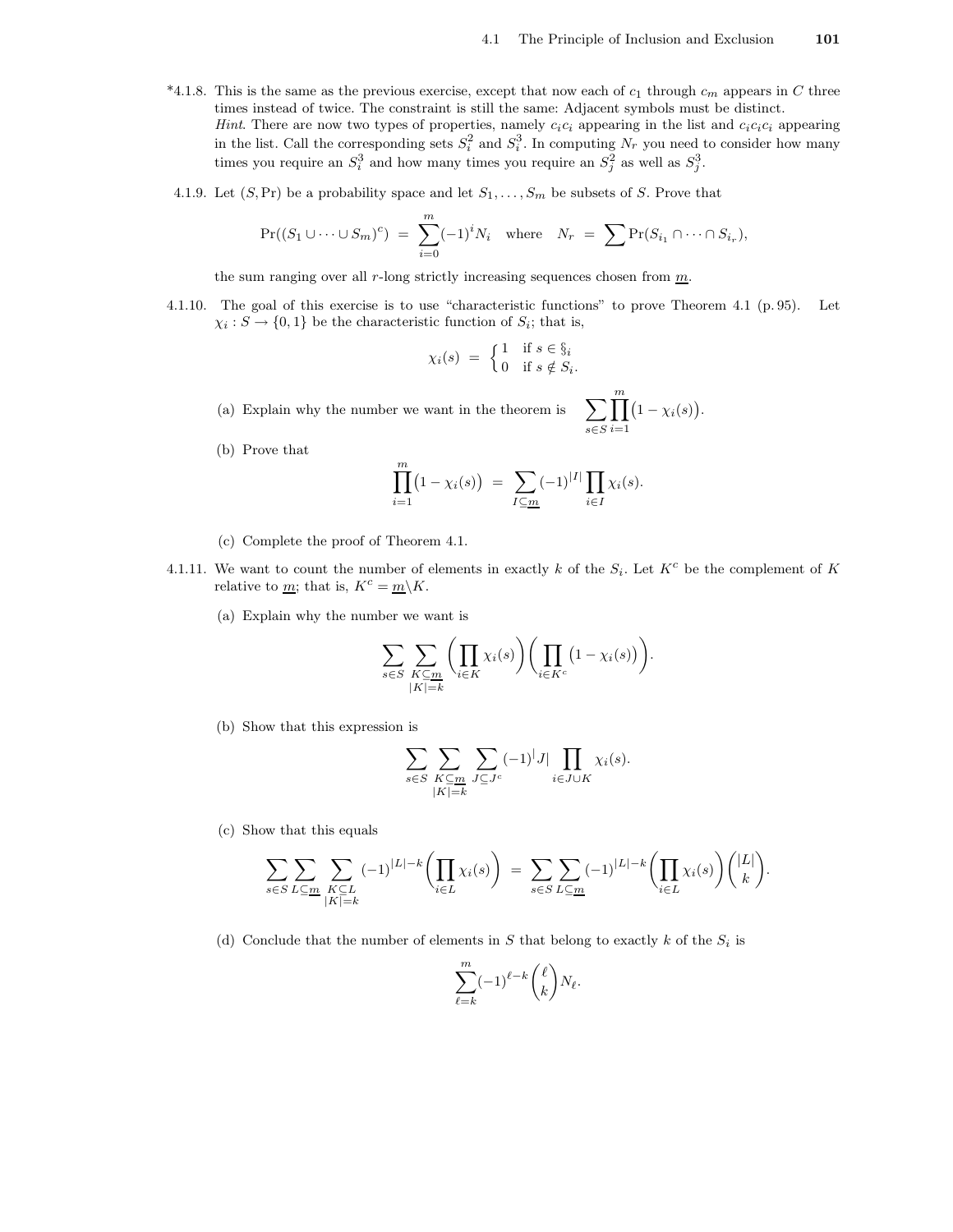*4.1.8. This is the same as the previous exercise, except that now each of $c_1$ through $c_m$ appears in $C$ three times instead of twice. The constraint is still the same: Adjacent symbols must be distinct.
*Hint*. There are now two types of properties, namely $c_ic_i$ appearing in the list and $c_ic_ic_i$ appearing in the list. Call the corresponding sets $S_i^2$ and $S_i^3$. In computing $N_r$ you need to consider how many times you require an $S_i^3$ and how many times you require an $S_j^2$ as well as $S_j^3$.

4.1.9. Let $(S, \Pr)$ be a probability space and let $S_1, \ldots, S_m$ be subsets of $S$. Prove that

$$\Pr((S_1 \cup \cdots \cup S_m)^c) \;=\; \sum_{i=0}^{m} (-1)^i N_i \quad \text{where} \quad N_r \;=\; \sum \Pr(S_{i_1} \cap \cdots \cap S_{i_r}),$$

the sum ranging over all $r$-long strictly increasing sequences chosen from $\underline{m}$.

4.1.10. The goal of this exercise is to use "characteristic functions" to prove Theorem 4.1 (p. 95). Let $\chi_i : S \to \{0, 1\}$ be the characteristic function of $S_i$; that is,

$$\chi_i(s) \;=\; \begin{cases} 1 & \text{if } s \in \S_i \\ 0 & \text{if } s \notin S_i. \end{cases}$$

(a) Explain why the number we want in the theorem is $\displaystyle\sum_{s \in S} \prod_{i=1}^{m} \bigl(1 - \chi_i(s)\bigr)$.

(b) Prove that

$$\prod_{i=1}^{m} \bigl(1 - \chi_i(s)\bigr) \;=\; \sum_{I \subseteq \underline{m}} (-1)^{|I|} \prod_{i \in I} \chi_i(s).$$

(c) Complete the proof of Theorem 4.1.

4.1.11. We want to count the number of elements in exactly $k$ of the $S_i$. Let $K^c$ be the complement of $K$ relative to $\underline{m}$; that is, $K^c = \underline{m} \backslash K$.

(a) Explain why the number we want is

$$\sum_{s \in S} \sum_{\substack{K \subseteq \underline{m} \\ |K| = k}} \left( \prod_{i \in K} \chi_i(s) \right) \left( \prod_{i \in K^c} \bigl(1 - \chi_i(s)\bigr) \right).$$

(b) Show that this expression is

$$\sum_{s \in S} \sum_{\substack{K \subseteq \underline{m} \\ |K| = k}} \sum_{J \subseteq J^c} (-1)^{|J|} \prod_{i \in J \cup K} \chi_i(s).$$

(c) Show that this equals

$$\sum_{s \in S} \sum_{L \subseteq \underline{m}} \sum_{\substack{K \subseteq L \\ |K| = k}} (-1)^{|L| - k} \left( \prod_{i \in L} \chi_i(s) \right) \;=\; \sum_{s \in S} \sum_{L \subseteq \underline{m}} (-1)^{|L| - k} \left( \prod_{i \in L} \chi_i(s) \right) \binom{|L|}{k}.$$

(d) Conclude that the number of elements in $S$ that belong to exactly $k$ of the $S_i$ is

$$\sum_{\ell = k}^{m} (-1)^{\ell - k} \binom{\ell}{k} N_\ell.$$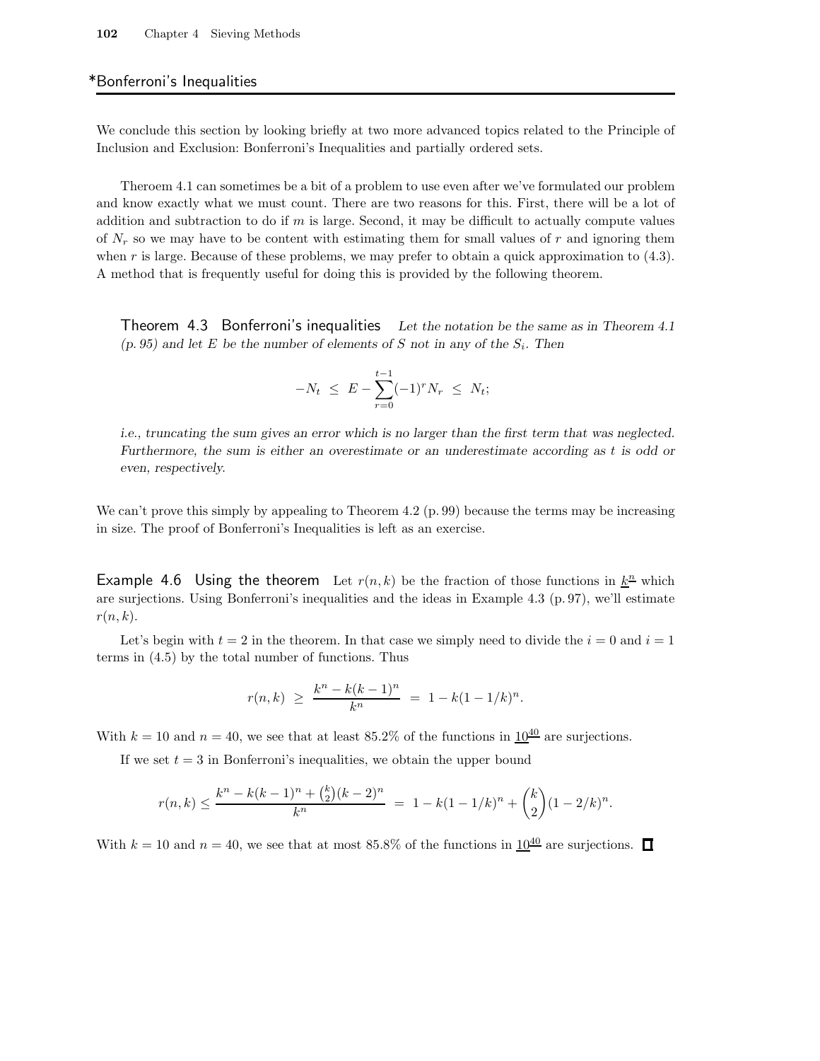## *Bonferroni's Inequalities

We conclude this section by looking briefly at two more advanced topics related to the Principle of Inclusion and Exclusion: Bonferroni's Inequalities and partially ordered sets.

Theroem 4.1 can sometimes be a bit of a problem to use even after we've formulated our problem and know exactly what we must count. There are two reasons for this. First, there will be a lot of addition and subtraction to do if $m$ is large. Second, it may be difficult to actually compute values of $N_r$ so we may have to be content with estimating them for small values of $r$ and ignoring them when $r$ is large. Because of these problems, we may prefer to obtain a quick approximation to (4.3). A method that is frequently useful for doing this is provided by the following theorem.

**Theorem 4.3 Bonferroni's inequalities** *Let the notation be the same as in Theorem 4.1 (p. 95) and let $E$ be the number of elements of $S$ not in any of the $S_i$. Then*

$$-N_t \;\le\; E - \sum_{r=0}^{t-1} (-1)^r N_r \;\le\; N_t;$$

*i.e., truncating the sum gives an error which is no larger than the first term that was neglected. Furthermore, the sum is either an overestimate or an underestimate according as $t$ is odd or even, respectively.*

We can't prove this simply by appealing to Theorem 4.2 (p. 99) because the terms may be increasing in size. The proof of Bonferroni's Inequalities is left as an exercise.

**Example 4.6 Using the theorem** Let $r(n,k)$ be the fraction of those functions in $\underline{k}^{\underline{n}}$ which are surjections. Using Bonferroni's inequalities and the ideas in Example 4.3 (p. 97), we'll estimate $r(n,k)$.

Let's begin with $t = 2$ in the theorem. In that case we simply need to divide the $i = 0$ and $i = 1$ terms in (4.5) by the total number of functions. Thus

$$r(n,k) \;\ge\; \frac{k^n - k(k-1)^n}{k^n} \;=\; 1 - k(1 - 1/k)^n.$$

With $k = 10$ and $n = 40$, we see that at least 85.2% of the functions in $\underline{10}^{\underline{40}}$ are surjections.

If we set $t = 3$ in Bonferroni's inequalities, we obtain the upper bound

$$r(n,k) \le \frac{k^n - k(k-1)^n + \binom{k}{2}(k-2)^n}{k^n} \;=\; 1 - k(1-1/k)^n + \binom{k}{2}(1 - 2/k)^n.$$

With $k = 10$ and $n = 40$, we see that at most 85.8% of the functions in $\underline{10}^{\underline{40}}$ are surjections. □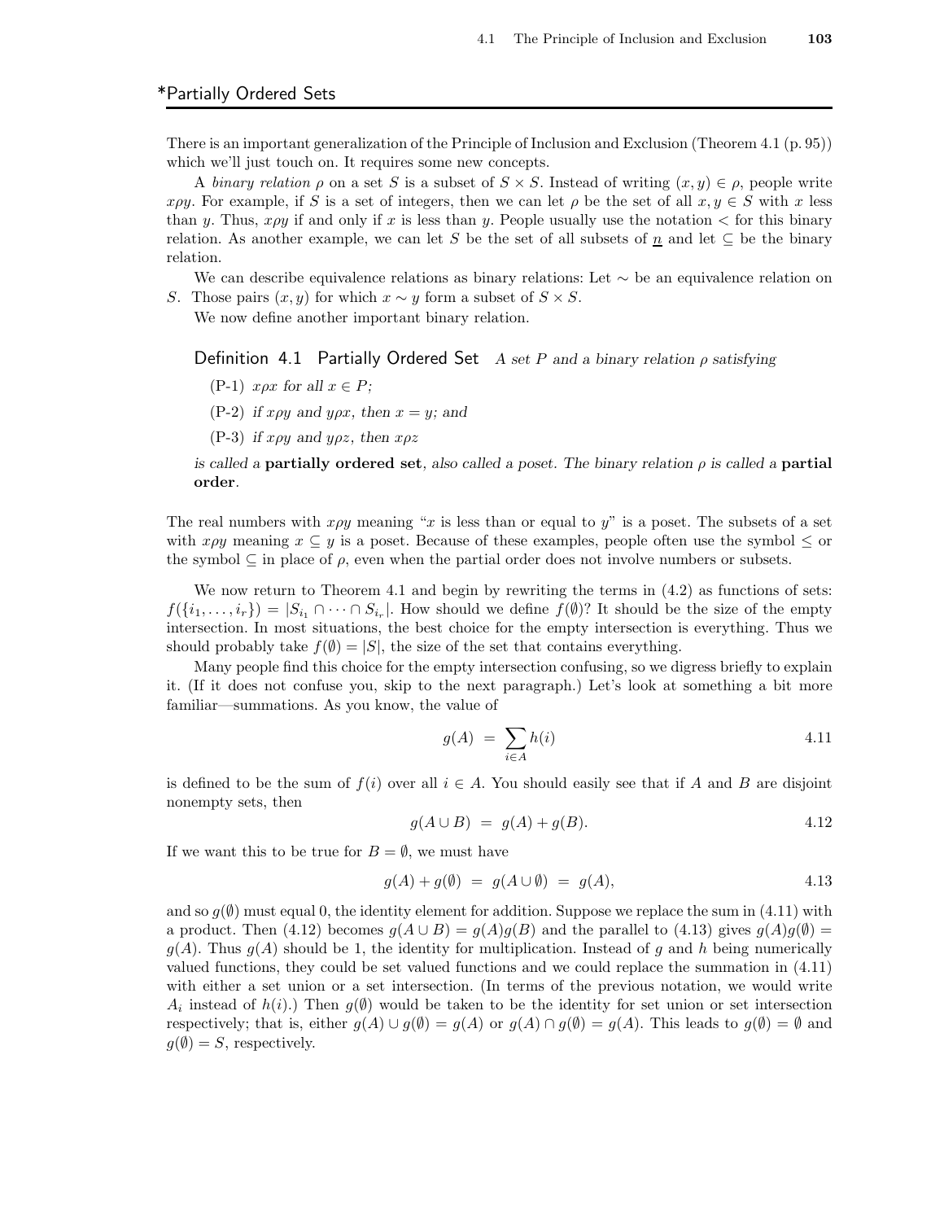## *Partially Ordered Sets

There is an important generalization of the Principle of Inclusion and Exclusion (Theorem 4.1 (p. 95)) which we'll just touch on. It requires some new concepts.

A *binary relation* $\rho$ on a set $S$ is a subset of $S \times S$. Instead of writing $(x, y) \in \rho$, people write $x\rho y$. For example, if $S$ is a set of integers, then we can let $\rho$ be the set of all $x, y \in S$ with $x$ less than $y$. Thus, $x\rho y$ if and only if $x$ is less than $y$. People usually use the notation $<$ for this binary relation. As another example, we can let $S$ be the set of all subsets of $\underline{n}$ and let $\subseteq$ be the binary relation.

We can describe equivalence relations as binary relations: Let $\sim$ be an equivalence relation on $S$. Those pairs $(x, y)$ for which $x \sim y$ form a subset of $S \times S$.

We now define another important binary relation.

**Definition 4.1 Partially Ordered Set** *A set $P$ and a binary relation $\rho$ satisfying*

- (P-1) $x\rho x$ *for all* $x \in P$;
- (P-2) *if* $x\rho y$ *and* $y\rho x$, *then* $x = y$; *and*
- (P-3) *if* $x\rho y$ *and* $y\rho z$, *then* $x\rho z$

*is called a* **partially ordered set**, *also called a poset. The binary relation $\rho$ is called a* **partial order**.

The real numbers with $x\rho y$ meaning "$x$ is less than or equal to $y$" is a poset. The subsets of a set with $x\rho y$ meaning $x \subseteq y$ is a poset. Because of these examples, people often use the symbol $\leq$ or the symbol $\subseteq$ in place of $\rho$, even when the partial order does not involve numbers or subsets.

We now return to Theorem 4.1 and begin by rewriting the terms in (4.2) as functions of sets: $f(\{i_1, \ldots, i_r\}) = |S_{i_1} \cap \cdots \cap S_{i_r}|$. How should we define $f(\emptyset)$? It should be the size of the empty intersection. In most situations, the best choice for the empty intersection is everything. Thus we should probably take $f(\emptyset) = |S|$, the size of the set that contains everything.

Many people find this choice for the empty intersection confusing, so we digress briefly to explain it. (If it does not confuse you, skip to the next paragraph.) Let's look at something a bit more familiar—summations. As you know, the value of

$$g(A) = \sum_{i \in A} h(i) \qquad 4.11$$

is defined to be the sum of $f(i)$ over all $i \in A$. You should easily see that if $A$ and $B$ are disjoint nonempty sets, then

$$g(A \cup B) = g(A) + g(B). \qquad 4.12$$

If we want this to be true for $B = \emptyset$, we must have

$$g(A) + g(\emptyset) = g(A \cup \emptyset) = g(A), \qquad 4.13$$

and so $g(\emptyset)$ must equal 0, the identity element for addition. Suppose we replace the sum in (4.11) with a product. Then (4.12) becomes $g(A \cup B) = g(A)g(B)$ and the parallel to (4.13) gives $g(A)g(\emptyset) = g(A)$. Thus $g(A)$ should be 1, the identity for multiplication. Instead of $g$ and $h$ being numerically valued functions, they could be set valued functions and we could replace the summation in (4.11) with either a set union or a set intersection. (In terms of the previous notation, we would write $A_i$ instead of $h(i)$.) Then $g(\emptyset)$ would be taken to be the identity for set union or set intersection respectively; that is, either $g(A) \cup g(\emptyset) = g(A)$ or $g(A) \cap g(\emptyset) = g(A)$. This leads to $g(\emptyset) = \emptyset$ and $g(\emptyset) = S$, respectively.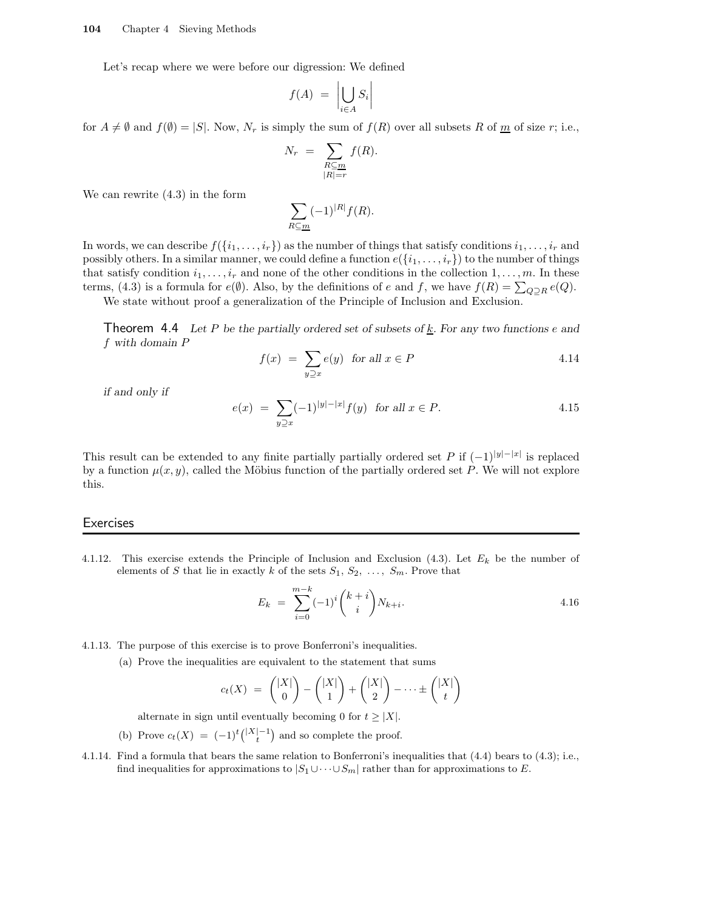Let's recap where we were before our digression: We defined

$$f(A) \;=\; \left|\bigcup_{i\in A} S_i\right|$$

for $A \neq \emptyset$ and $f(\emptyset) = |S|$. Now, $N_r$ is simply the sum of $f(R)$ over all subsets $R$ of $\underline{m}$ of size $r$; i.e.,

$$N_r \;=\; \sum_{\substack{R\subseteq \underline{m}\\ |R|=r}} f(R).$$

We can rewrite (4.3) in the form

$$\sum_{R\subseteq \underline{m}} (-1)^{|R|} f(R).$$

In words, we can describe $f(\{i_1,\ldots,i_r\})$ as the number of things that satisfy conditions $i_1,\ldots,i_r$ and possibly others. In a similar manner, we could define a function $e(\{i_1,\ldots,i_r\})$ to the number of things that satisfy condition $i_1,\ldots,i_r$ and none of the other conditions in the collection $1,\ldots,m$. In these terms, (4.3) is a formula for $e(\emptyset)$. Also, by the definitions of $e$ and $f$, we have $f(R) = \sum_{Q\supseteq R} e(Q)$.

We state without proof a generalization of the Principle of Inclusion and Exclusion.

**Theorem 4.4** *Let $P$ be the partially ordered set of subsets of $\underline{k}$. For any two functions $e$ and $f$ with domain $P$*

$$f(x) \;=\; \sum_{y\supseteq x} e(y) \quad \text{for all } x\in P \tag{4.14}$$

*if and only if*

$$e(x) \;=\; \sum_{y\supseteq x} (-1)^{|y|-|x|} f(y) \quad \text{for all } x\in P. \tag{4.15}$$

This result can be extended to any finite partially partially ordered set $P$ if $(-1)^{|y|-|x|}$ is replaced by a function $\mu(x,y)$, called the Möbius function of the partially ordered set $P$. We will not explore this.

## Exercises

4.1.12. This exercise extends the Principle of Inclusion and Exclusion (4.3). Let $E_k$ be the number of elements of $S$ that lie in exactly $k$ of the sets $S_1, S_2, \ldots, S_m$. Prove that

$$E_k \;=\; \sum_{i=0}^{m-k} (-1)^i \binom{k+i}{i} N_{k+i}. \tag{4.16}$$

4.1.13. The purpose of this exercise is to prove Bonferroni's inequalities.

(a) Prove the inequalities are equivalent to the statement that sums

$$c_t(X) \;=\; \binom{|X|}{0} - \binom{|X|}{1} + \binom{|X|}{2} - \cdots \pm \binom{|X|}{t}$$

alternate in sign until eventually becoming 0 for $t \geq |X|$.

(b) Prove $c_t(X) \;=\; (-1)^t\binom{|X|-1}{t}$ and so complete the proof.

4.1.14. Find a formula that bears the same relation to Bonferroni's inequalities that (4.4) bears to (4.3); i.e., find inequalities for approximations to $|S_1\cup\cdots\cup S_m|$ rather than for approximations to $E$.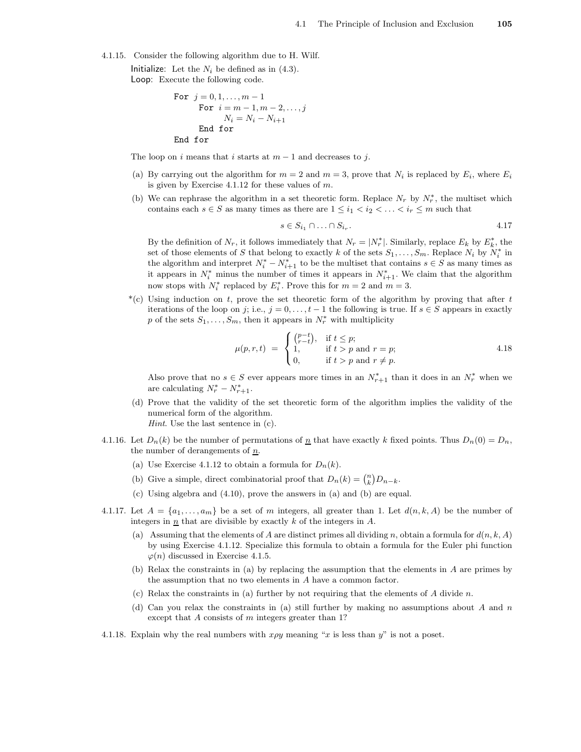4.1.15. Consider the following algorithm due to H. Wilf.

Initialize: Let the $N_i$ be defined as in (4.3).
Loop: Execute the following code.

```
For j = 0,1,...,m-1
    For i = m-1, m-2,...,j
        N_i = N_i - N_{i+1}
    End for
End for
```

The loop on $i$ means that $i$ starts at $m-1$ and decreases to $j$.

(a) By carrying out the algorithm for $m = 2$ and $m = 3$, prove that $N_i$ is replaced by $E_i$, where $E_i$ is given by Exercise 4.1.12 for these values of $m$.

(b) We can rephrase the algorithm in a set theoretic form. Replace $N_r$ by $N_r^*$, the multiset which contains each $s \in S$ as many times as there are $1 \le i_1 < i_2 < \ldots < i_r \le m$ such that

$$s \in S_{i_1} \cap \ldots \cap S_{i_r}. \tag{4.17}$$

By the definition of $N_r$, it follows immediately that $N_r = |N_r^*|$. Similarly, replace $E_k$ by $E_k^*$, the set of those elements of $S$ that belong to exactly $k$ of the sets $S_1, \ldots, S_m$. Replace $N_i$ by $N_i^*$ in the algorithm and interpret $N_i^* - N_{i+1}^*$ to be the multiset that contains $s \in S$ as many times as it appears in $N_i^*$ minus the number of times it appears in $N_{i+1}^*$. We claim that the algorithm now stops with $N_i^*$ replaced by $E_i^*$. Prove this for $m = 2$ and $m = 3$.

*(c) Using induction on $t$, prove the set theoretic form of the algorithm by proving that after $t$ iterations of the loop on $j$; i.e., $j = 0, \ldots, t-1$ the following is true. If $s \in S$ appears in exactly $p$ of the sets $S_1, \ldots, S_m$, then it appears in $N_r^*$ with multiplicity

$$\mu(p, r, t) = \begin{cases} \binom{p-t}{r-t}, & \text{if } t \le p; \\ 1, & \text{if } t > p \text{ and } r = p; \\ 0, & \text{if } t > p \text{ and } r \ne p. \end{cases} \tag{4.18}$$

Also prove that no $s \in S$ ever appears more times in an $N_{r+1}^*$ than it does in an $N_r^*$ when we are calculating $N_r^* - N_{r+1}^*$.

(d) Prove that the validity of the set theoretic form of the algorithm implies the validity of the numerical form of the algorithm.
*Hint*. Use the last sentence in (c).

4.1.16. Let $D_n(k)$ be the number of permutations of $\underline{n}$ that have exactly $k$ fixed points. Thus $D_n(0) = D_n$, the number of derangements of $\underline{n}$.

(a) Use Exercise 4.1.12 to obtain a formula for $D_n(k)$.

(b) Give a simple, direct combinatorial proof that $D_n(k) = \binom{n}{k} D_{n-k}$.

(c) Using algebra and (4.10), prove the answers in (a) and (b) are equal.

4.1.17. Let $A = \{a_1, \ldots, a_m\}$ be a set of $m$ integers, all greater than 1. Let $d(n, k, A)$ be the number of integers in $\underline{n}$ that are divisible by exactly $k$ of the integers in $A$.

(a) Assuming that the elements of $A$ are distinct primes all dividing $n$, obtain a formula for $d(n, k, A)$ by using Exercise 4.1.12. Specialize this formula to obtain a formula for the Euler phi function $\varphi(n)$ discussed in Exercise 4.1.5.

(b) Relax the constraints in (a) by replacing the assumption that the elements in $A$ are primes by the assumption that no two elements in $A$ have a common factor.

(c) Relax the constraints in (a) further by not requiring that the elements of $A$ divide $n$.

(d) Can you relax the constraints in (a) still further by making no assumptions about $A$ and $n$ except that $A$ consists of $m$ integers greater than 1?

4.1.18. Explain why the real numbers with $x \rho y$ meaning "$x$ is less than $y$" is not a poset.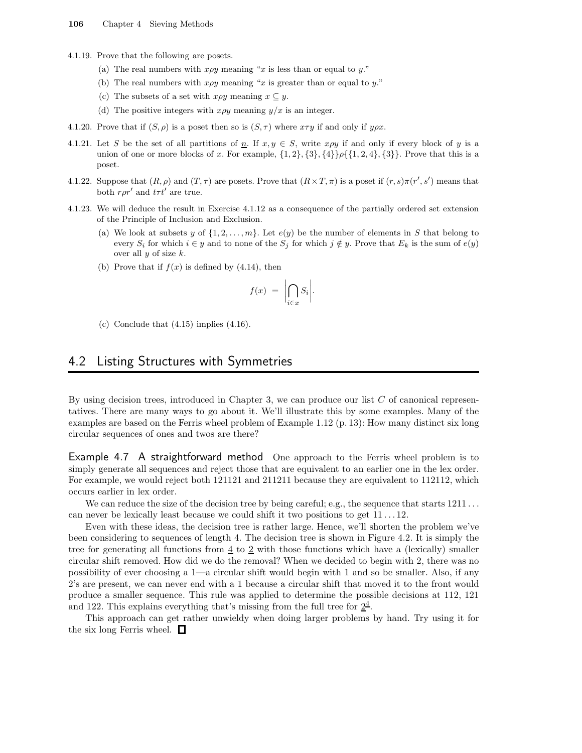4.1.19. Prove that the following are posets.

   (a) The real numbers with $x\rho y$ meaning "$x$ is less than or equal to $y$."

   (b) The real numbers with $x\rho y$ meaning "$x$ is greater than or equal to $y$."

   (c) The subsets of a set with $x\rho y$ meaning $x \subseteq y$.

   (d) The positive integers with $x\rho y$ meaning $y/x$ is an integer.

4.1.20. Prove that if $(S,\rho)$ is a poset then so is $(S,\tau)$ where $x\tau y$ if and only if $y\rho x$.

4.1.21. Let $S$ be the set of all partitions of $\underline{n}$. If $x,y \in S$, write $x\rho y$ if and only if every block of $y$ is a union of one or more blocks of $x$. For example, $\{1,2\},\{3\},\{4\}\}\rho\{\{1,2,4\},\{3\}\}$. Prove that this is a poset.

4.1.22. Suppose that $(R,\rho)$ and $(T,\tau)$ are posets. Prove that $(R\times T,\pi)$ is a poset if $(r,s)\pi(r',s')$ means that both $r\rho r'$ and $t\tau t'$ are true.

4.1.23. We will deduce the result in Exercise 4.1.12 as a consequence of the partially ordered set extension of the Principle of Inclusion and Exclusion.

   (a) We look at subsets $y$ of $\{1,2,\ldots,m\}$. Let $e(y)$ be the number of elements in $S$ that belong to every $S_i$ for which $i \in y$ and to none of the $S_j$ for which $j \notin y$. Prove that $E_k$ is the sum of $e(y)$ over all $y$ of size $k$.

   (b) Prove that if $f(x)$ is defined by (4.14), then

$$f(x) \;=\; \left|\bigcap_{i\in x} S_i\right|.$$

   (c) Conclude that (4.15) implies (4.16).

## 4.2 Listing Structures with Symmetries

By using decision trees, introduced in Chapter 3, we can produce our list $C$ of canonical representatives. There are many ways to go about it. We'll illustrate this by some examples. Many of the examples are based on the Ferris wheel problem of Example 1.12 (p. 13): How many distinct six long circular sequences of ones and twos are there?

**Example 4.7 A straightforward method** One approach to the Ferris wheel problem is to simply generate all sequences and reject those that are equivalent to an earlier one in the lex order. For example, we would reject both 121121 and 211211 because they are equivalent to 112112, which occurs earlier in lex order.

We can reduce the size of the decision tree by being careful; e.g., the sequence that starts 1211... can never be lexically least because we could shift it two positions to get 11...12.

Even with these ideas, the decision tree is rather large. Hence, we'll shorten the problem we've been considering to sequences of length 4. The decision tree is shown in Figure 4.2. It is simply the tree for generating all functions from $\underline{4}$ to $\underline{2}$ with those functions which have a (lexically) smaller circular shift removed. How did we do the removal? When we decided to begin with 2, there was no possibility of ever choosing a 1—a circular shift would begin with 1 and so be smaller. Also, if any 2's are present, we can never end with a 1 because a circular shift that moved it to the front would produce a smaller sequence. This rule was applied to determine the possible decisions at 112, 121 and 122. This explains everything that's missing from the full tree for $\underline{2}^{\underline{4}}$.

This approach can get rather unwieldy when doing larger problems by hand. Try using it for the six long Ferris wheel. □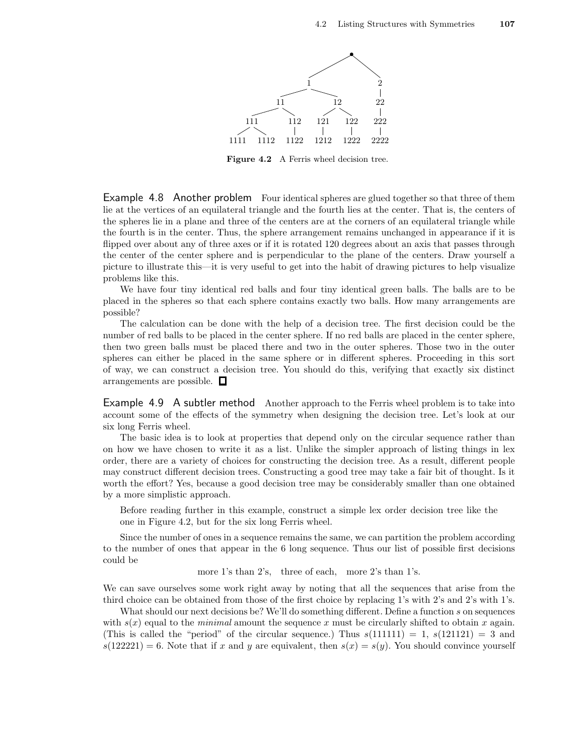1
2
11
12
22
111
112
121
122
222
1111
1112
1122
1212
1222
2222

**Figure 4.2** A Ferris wheel decision tree.

**Example 4.8 Another problem** Four identical spheres are glued together so that three of them lie at the vertices of an equilateral triangle and the fourth lies at the center. That is, the centers of the spheres lie in a plane and three of the centers are at the corners of an equilateral triangle while the fourth is in the center. Thus, the sphere arrangement remains unchanged in appearance if it is flipped over about any of three axes or if it is rotated 120 degrees about an axis that passes through the center of the center sphere and is perpendicular to the plane of the centers. Draw yourself a picture to illustrate this—it is very useful to get into the habit of drawing pictures to help visualize problems like this.

We have four tiny identical red balls and four tiny identical green balls. The balls are to be placed in the spheres so that each sphere contains exactly two balls. How many arrangements are possible?

The calculation can be done with the help of a decision tree. The first decision could be the number of red balls to be placed in the center sphere. If no red balls are placed in the center sphere, then two green balls must be placed there and two in the outer spheres. Those two in the outer spheres can either be placed in the same sphere or in different spheres. Proceeding in this sort of way, we can construct a decision tree. You should do this, verifying that exactly six distinct arrangements are possible. □

**Example 4.9 A subtler method** Another approach to the Ferris wheel problem is to take into account some of the effects of the symmetry when designing the decision tree. Let's look at our six long Ferris wheel.

The basic idea is to look at properties that depend only on the circular sequence rather than on how we have chosen to write it as a list. Unlike the simpler approach of listing things in lex order, there are a variety of choices for constructing the decision tree. As a result, different people may construct different decision trees. Constructing a good tree may take a fair bit of thought. Is it worth the effort? Yes, because a good decision tree may be considerably smaller than one obtained by a more simplistic approach.

> Before reading further in this example, construct a simple lex order decision tree like the one in Figure 4.2, but for the six long Ferris wheel.

Since the number of ones in a sequence remains the same, we can partition the problem according to the number of ones that appear in the 6 long sequence. Thus our list of possible first decisions could be

more 1's than 2's, three of each, more 2's than 1's.

We can save ourselves some work right away by noting that all the sequences that arise from the third choice can be obtained from those of the first choice by replacing 1's with 2's and 2's with 1's.

What should our next decisions be? We'll do something different. Define a function $s$ on sequences with $s(x)$ equal to the *minimal* amount the sequence $x$ must be circularly shifted to obtain $x$ again. (This is called the "period" of the circular sequence.) Thus $s(111111) = 1$, $s(121121) = 3$ and $s(122221) = 6$. Note that if $x$ and $y$ are equivalent, then $s(x) = s(y)$. You should convince yourself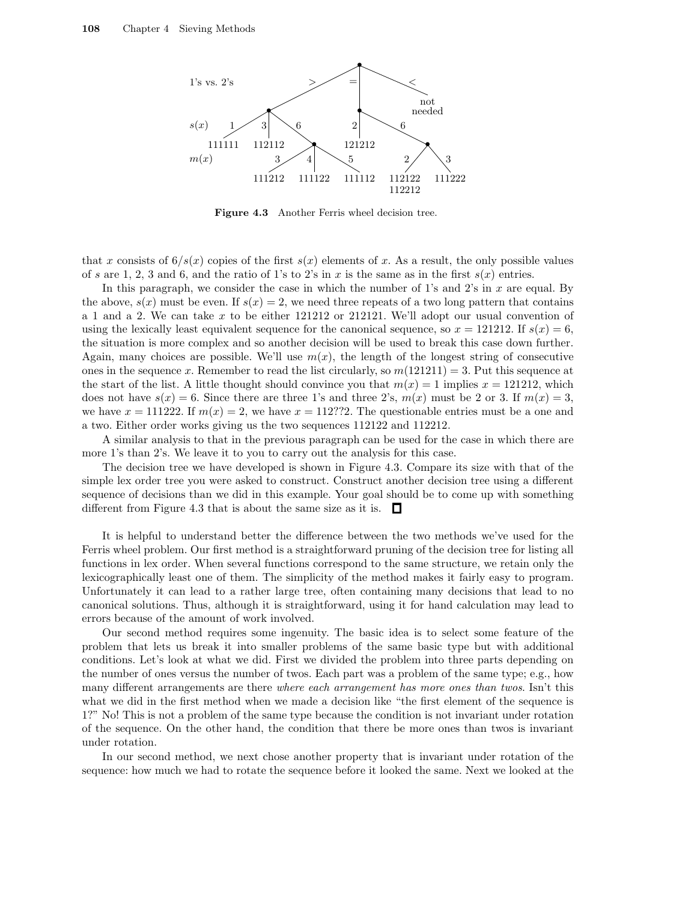1's vs. 2's

>

=

<

not needed

$s(x)$ 1 3 6 2 6

111111 112112 121212

$m(x)$ 3 4 5 2 3

111212 111122 111112 112122 112212 111222

**Figure 4.3** Another Ferris wheel decision tree.

that $x$ consists of $6/s(x)$ copies of the first $s(x)$ elements of $x$. As a result, the only possible values of $s$ are 1, 2, 3 and 6, and the ratio of 1's to 2's in $x$ is the same as in the first $s(x)$ entries.

In this paragraph, we consider the case in which the number of 1's and 2's in $x$ are equal. By the above, $s(x)$ must be even. If $s(x) = 2$, we need three repeats of a two long pattern that contains a 1 and a 2. We can take $x$ to be either 121212 or 212121. We'll adopt our usual convention of using the lexically least equivalent sequence for the canonical sequence, so $x = 121212$. If $s(x) = 6$, the situation is more complex and so another decision will be used to break this case down further. Again, many choices are possible. We'll use $m(x)$, the length of the longest string of consecutive ones in the sequence $x$. Remember to read the list circularly, so $m(121211) = 3$. Put this sequence at the start of the list. A little thought should convince you that $m(x) = 1$ implies $x = 121212$, which does not have $s(x) = 6$. Since there are three 1's and three 2's, $m(x)$ must be 2 or 3. If $m(x) = 3$, we have $x = 111222$. If $m(x) = 2$, we have $x = 112??2$. The questionable entries must be a one and a two. Either order works giving us the two sequences 112122 and 112212.

A similar analysis to that in the previous paragraph can be used for the case in which there are more 1's than 2's. We leave it to you to carry out the analysis for this case.

The decision tree we have developed is shown in Figure 4.3. Compare its size with that of the simple lex order tree you were asked to construct. Construct another decision tree using a different sequence of decisions than we did in this example. Your goal should be to come up with something different from Figure 4.3 that is about the same size as it is. □

It is helpful to understand better the difference between the two methods we've used for the Ferris wheel problem. Our first method is a straightforward pruning of the decision tree for listing all functions in lex order. When several functions correspond to the same structure, we retain only the lexicographically least one of them. The simplicity of the method makes it fairly easy to program. Unfortunately it can lead to a rather large tree, often containing many decisions that lead to no canonical solutions. Thus, although it is straightforward, using it for hand calculation may lead to errors because of the amount of work involved.

Our second method requires some ingenuity. The basic idea is to select some feature of the problem that lets us break it into smaller problems of the same basic type but with additional conditions. Let's look at what we did. First we divided the problem into three parts depending on the number of ones versus the number of twos. Each part was a problem of the same type; e.g., how many different arrangements are there *where each arrangement has more ones than twos*. Isn't this what we did in the first method when we made a decision like "the first element of the sequence is 1?" No! This is not a problem of the same type because the condition is not invariant under rotation of the sequence. On the other hand, the condition that there be more ones than twos is invariant under rotation.

In our second method, we next chose another property that is invariant under rotation of the sequence: how much we had to rotate the sequence before it looked the same. Next we looked at the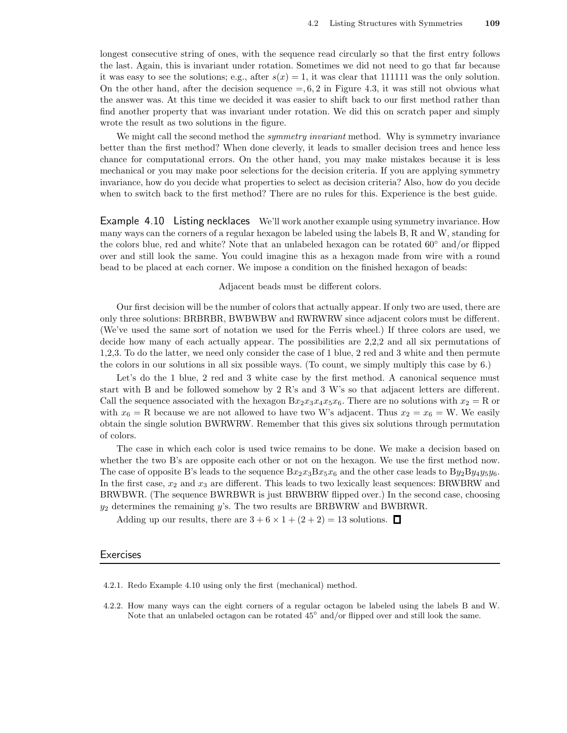longest consecutive string of ones, with the sequence read circularly so that the first entry follows the last. Again, this is invariant under rotation. Sometimes we did not need to go that far because it was easy to see the solutions; e.g., after $s(x) = 1$, it was clear that 111111 was the only solution. On the other hand, after the decision sequence $=, 6, 2$ in Figure 4.3, it was still not obvious what the answer was. At this time we decided it was easier to shift back to our first method rather than find another property that was invariant under rotation. We did this on scratch paper and simply wrote the result as two solutions in the figure.

We might call the second method the *symmetry invariant* method. Why is symmetry invariance better than the first method? When done cleverly, it leads to smaller decision trees and hence less chance for computational errors. On the other hand, you may make mistakes because it is less mechanical or you may make poor selections for the decision criteria. If you are applying symmetry invariance, how do you decide what properties to select as decision criteria? Also, how do you decide when to switch back to the first method? There are no rules for this. Experience is the best guide.

**Example 4.10 Listing necklaces** We'll work another example using symmetry invariance. How many ways can the corners of a regular hexagon be labeled using the labels B, R and W, standing for the colors blue, red and white? Note that an unlabeled hexagon can be rotated 60° and/or flipped over and still look the same. You could imagine this as a hexagon made from wire with a round bead to be placed at each corner. We impose a condition on the finished hexagon of beads:

Adjacent beads must be different colors.

Our first decision will be the number of colors that actually appear. If only two are used, there are only three solutions: BRBRBR, BWBWBW and RWRWRW since adjacent colors must be different. (We've used the same sort of notation we used for the Ferris wheel.) If three colors are used, we decide how many of each actually appear. The possibilities are 2,2,2 and all six permutations of 1,2,3. To do the latter, we need only consider the case of 1 blue, 2 red and 3 white and then permute the colors in our solutions in all six possible ways. (To count, we simply multiply this case by 6.)

Let's do the 1 blue, 2 red and 3 white case by the first method. A canonical sequence must start with B and be followed somehow by 2 R's and 3 W's so that adjacent letters are different. Call the sequence associated with the hexagon $\mathrm{B}x_2x_3x_4x_5x_6$. There are no solutions with $x_2 = \mathrm{R}$ or with $x_6 = \mathrm{R}$ because we are not allowed to have two W's adjacent. Thus $x_2 = x_6 = \mathrm{W}$. We easily obtain the single solution BWRWRW. Remember that this gives six solutions through permutation of colors.

The case in which each color is used twice remains to be done. We make a decision based on whether the two B's are opposite each other or not on the hexagon. We use the first method now. The case of opposite B's leads to the sequence $\mathrm{B}x_2x_3\mathrm{B}x_5x_6$ and the other case leads to $\mathrm{B}y_2\mathrm{B}y_4y_5y_6$. In the first case, $x_2$ and $x_3$ are different. This leads to two lexically least sequences: BRWBRW and BRWBWR. (The sequence BWRBWR is just BRWBRW flipped over.) In the second case, choosing $y_2$ determines the remaining $y$'s. The two results are BRBWRW and BWBRWR.

Adding up our results, there are $3 + 6 \times 1 + (2 + 2) = 13$ solutions. □

## Exercises

4.2.1. Redo Example 4.10 using only the first (mechanical) method.

4.2.2. How many ways can the eight corners of a regular octagon be labeled using the labels B and W. Note that an unlabeled octagon can be rotated 45° and/or flipped over and still look the same.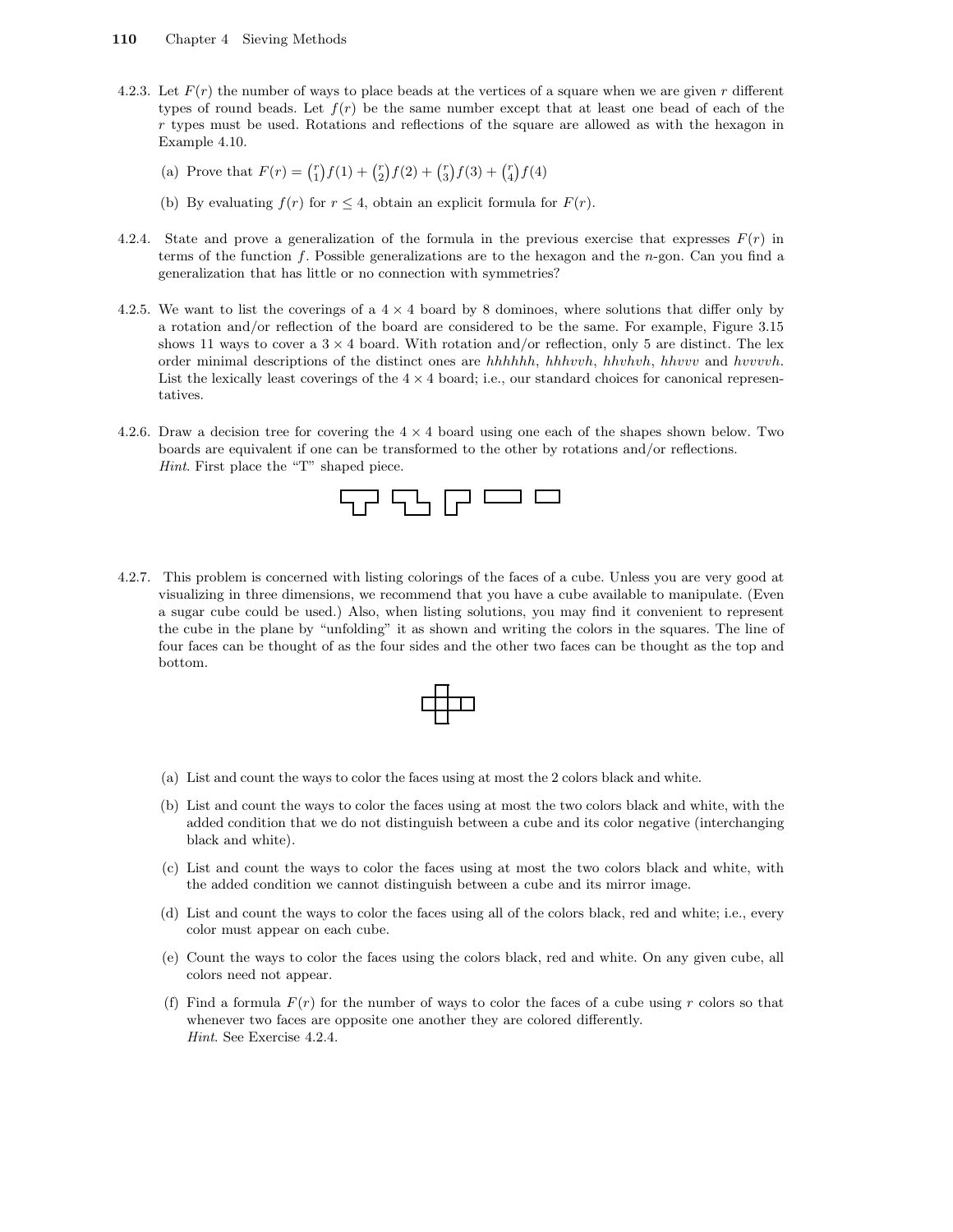4.2.3. Let $F(r)$ the number of ways to place beads at the vertices of a square when we are given $r$ different types of round beads. Let $f(r)$ be the same number except that at least one bead of each of the $r$ types must be used. Rotations and reflections of the square are allowed as with the hexagon in Example 4.10.

   (a) Prove that $F(r) = \binom{r}{1}f(1) + \binom{r}{2}f(2) + \binom{r}{3}f(3) + \binom{r}{4}f(4)$

   (b) By evaluating $f(r)$ for $r \le 4$, obtain an explicit formula for $F(r)$.

4.2.4. State and prove a generalization of the formula in the previous exercise that expresses $F(r)$ in terms of the function $f$. Possible generalizations are to the hexagon and the $n$-gon. Can you find a generalization that has little or no connection with symmetries?

4.2.5. We want to list the coverings of a $4 \times 4$ board by 8 dominoes, where solutions that differ only by a rotation and/or reflection of the board are considered to be the same. For example, Figure 3.15 shows 11 ways to cover a $3 \times 4$ board. With rotation and/or reflection, only 5 are distinct. The lex order minimal descriptions of the distinct ones are *hhhhhh*, *hhhvvh*, *hhvhvh*, *hhvvv* and *hvvvvh*. List the lexically least coverings of the $4 \times 4$ board; i.e., our standard choices for canonical representatives.

4.2.6. Draw a decision tree for covering the $4 \times 4$ board using one each of the shapes shown below. Two boards are equivalent if one can be transformed to the other by rotations and/or reflections.
*Hint*. First place the "T" shaped piece.

4.2.7. This problem is concerned with listing colorings of the faces of a cube. Unless you are very good at visualizing in three dimensions, we recommend that you have a cube available to manipulate. (Even a sugar cube could be used.) Also, when listing solutions, you may find it convenient to represent the cube in the plane by "unfolding" it as shown and writing the colors in the squares. The line of four faces can be thought of as the four sides and the other two faces can be thought as the top and bottom.

   (a) List and count the ways to color the faces using at most the 2 colors black and white.

   (b) List and count the ways to color the faces using at most the two colors black and white, with the added condition that we do not distinguish between a cube and its color negative (interchanging black and white).

   (c) List and count the ways to color the faces using at most the two colors black and white, with the added condition we cannot distinguish between a cube and its mirror image.

   (d) List and count the ways to color the faces using all of the colors black, red and white; i.e., every color must appear on each cube.

   (e) Count the ways to color the faces using the colors black, red and white. On any given cube, all colors need not appear.

   (f) Find a formula $F(r)$ for the number of ways to color the faces of a cube using $r$ colors so that whenever two faces are opposite one another they are colored differently.
   *Hint*. See Exercise 4.2.4.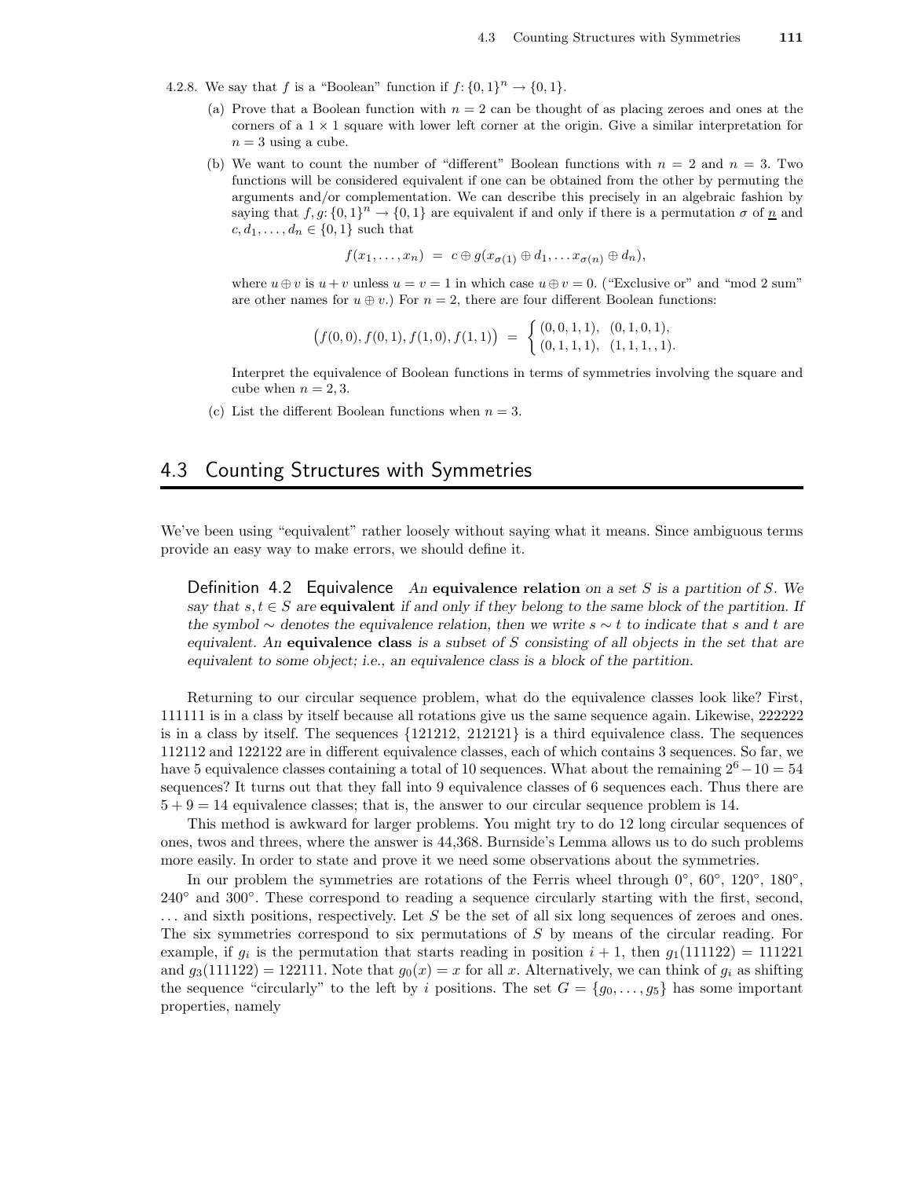4.2.8. We say that $f$ is a "Boolean" function if $f\colon \{0,1\}^n \to \{0,1\}$.

(a) Prove that a Boolean function with $n = 2$ can be thought of as placing zeroes and ones at the corners of a $1 \times 1$ square with lower left corner at the origin. Give a similar interpretation for $n = 3$ using a cube.

(b) We want to count the number of "different" Boolean functions with $n = 2$ and $n = 3$. Two functions will be considered equivalent if one can be obtained from the other by permuting the arguments and/or complementation. We can describe this precisely in an algebraic fashion by saying that $f, g\colon \{0,1\}^n \to \{0,1\}$ are equivalent if and only if there is a permutation $\sigma$ of $\underline{n}$ and $c, d_1, \ldots, d_n \in \{0,1\}$ such that

$$f(x_1, \ldots, x_n) \;=\; c \oplus g(x_{\sigma(1)} \oplus d_1, \ldots x_{\sigma(n)} \oplus d_n),$$

where $u \oplus v$ is $u + v$ unless $u = v = 1$ in which case $u \oplus v = 0$. ("Exclusive or" and "mod 2 sum" are other names for $u \oplus v$.) For $n = 2$, there are four different Boolean functions:

$$\big(f(0,0), f(0,1), f(1,0), f(1,1)\big) \;=\; \begin{cases} (0,0,1,1), & (0,1,0,1), \\ (0,1,1,1), & (1,1,1,,1). \end{cases}$$

Interpret the equivalence of Boolean functions in terms of symmetries involving the square and cube when $n = 2, 3$.

(c) List the different Boolean functions when $n = 3$.

## 4.3 Counting Structures with Symmetries

We've been using "equivalent" rather loosely without saying what it means. Since ambiguous terms provide an easy way to make errors, we should define it.

**Definition 4.2 Equivalence** *An* **equivalence relation** *on a set $S$ is a partition of $S$. We say that $s, t \in S$ are* **equivalent** *if and only if they belong to the same block of the partition. If the symbol $\sim$ denotes the equivalence relation, then we write $s \sim t$ to indicate that $s$ and $t$ are equivalent. An* **equivalence class** *is a subset of $S$ consisting of all objects in the set that are equivalent to some object; i.e., an equivalence class is a block of the partition.*

Returning to our circular sequence problem, what do the equivalence classes look like? First, 111111 is in a class by itself because all rotations give us the same sequence again. Likewise, 222222 is in a class by itself. The sequences {121212, 212121} is a third equivalence class. The sequences 112112 and 122122 are in different equivalence classes, each of which contains 3 sequences. So far, we have 5 equivalence classes containing a total of 10 sequences. What about the remaining $2^6 - 10 = 54$ sequences? It turns out that they fall into 9 equivalence classes of 6 sequences each. Thus there are $5 + 9 = 14$ equivalence classes; that is, the answer to our circular sequence problem is 14.

This method is awkward for larger problems. You might try to do 12 long circular sequences of ones, twos and threes, where the answer is 44,368. Burnside's Lemma allows us to do such problems more easily. In order to state and prove it we need some observations about the symmetries.

In our problem the symmetries are rotations of the Ferris wheel through 0°, 60°, 120°, 180°, 240° and 300°. These correspond to reading a sequence circularly starting with the first, second, ... and sixth positions, respectively. Let $S$ be the set of all six long sequences of zeroes and ones. The six symmetries correspond to six permutations of $S$ by means of the circular reading. For example, if $g_i$ is the permutation that starts reading in position $i + 1$, then $g_1(111122) = 111221$ and $g_3(111122) = 122111$. Note that $g_0(x) = x$ for all $x$. Alternatively, we can think of $g_i$ as shifting the sequence "circularly" to the left by $i$ positions. The set $G = \{g_0, \ldots, g_5\}$ has some important properties, namely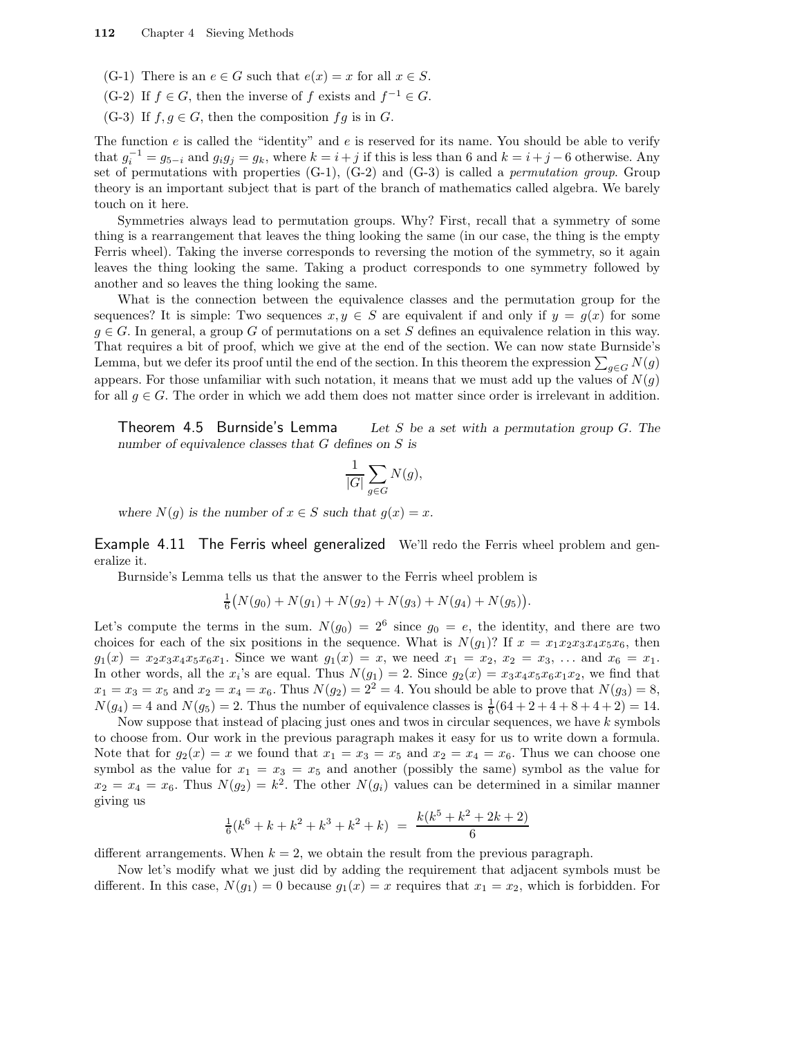(G-1) There is an $e \in G$ such that $e(x) = x$ for all $x \in S$.

(G-2) If $f \in G$, then the inverse of $f$ exists and $f^{-1} \in G$.

(G-3) If $f, g \in G$, then the composition $fg$ is in $G$.

The function $e$ is called the "identity" and $e$ is reserved for its name. You should be able to verify that $g_i^{-1} = g_{5-i}$ and $g_i g_j = g_k$, where $k = i+j$ if this is less than 6 and $k = i+j-6$ otherwise. Any set of permutations with properties (G-1), (G-2) and (G-3) is called a *permutation group*. Group theory is an important subject that is part of the branch of mathematics called algebra. We barely touch on it here.

Symmetries always lead to permutation groups. Why? First, recall that a symmetry of some thing is a rearrangement that leaves the thing looking the same (in our case, the thing is the empty Ferris wheel). Taking the inverse corresponds to reversing the motion of the symmetry, so it again leaves the thing looking the same. Taking a product corresponds to one symmetry followed by another and so leaves the thing looking the same.

What is the connection between the equivalence classes and the permutation group for the sequences? It is simple: Two sequences $x, y \in S$ are equivalent if and only if $y = g(x)$ for some $g \in G$. In general, a group $G$ of permutations on a set $S$ defines an equivalence relation in this way. That requires a bit of proof, which we give at the end of the section. We can now state Burnside's Lemma, but we defer its proof until the end of the section. In this theorem the expression $\sum_{g \in G} N(g)$ appears. For those unfamiliar with such notation, it means that we must add up the values of $N(g)$ for all $g \in G$. The order in which we add them does not matter since order is irrelevant in addition.

**Theorem 4.5 Burnside's Lemma** *Let $S$ be a set with a permutation group $G$. The number of equivalence classes that $G$ defines on $S$ is*

$$\frac{1}{|G|} \sum_{g \in G} N(g),$$

*where $N(g)$ is the number of $x \in S$ such that $g(x) = x$.*

**Example 4.11 The Ferris wheel generalized** We'll redo the Ferris wheel problem and generalize it.

Burnside's Lemma tells us that the answer to the Ferris wheel problem is

$$\tfrac{1}{6}\big(N(g_0) + N(g_1) + N(g_2) + N(g_3) + N(g_4) + N(g_5)\big).$$

Let's compute the terms in the sum. $N(g_0) = 2^6$ since $g_0 = e$, the identity, and there are two choices for each of the six positions in the sequence. What is $N(g_1)$? If $x = x_1x_2x_3x_4x_5x_6$, then $g_1(x) = x_2x_3x_4x_5x_6x_1$. Since we want $g_1(x) = x$, we need $x_1 = x_2$, $x_2 = x_3$, $\ldots$ and $x_6 = x_1$. In other words, all the $x_i$'s are equal. Thus $N(g_1) = 2$. Since $g_2(x) = x_3x_4x_5x_6x_1x_2$, we find that $x_1 = x_3 = x_5$ and $x_2 = x_4 = x_6$. Thus $N(g_2) = 2^2 = 4$. You should be able to prove that $N(g_3) = 8$, $N(g_4) = 4$ and $N(g_5) = 2$. Thus the number of equivalence classes is $\frac{1}{6}(64+2+4+8+4+2) = 14$.

Now suppose that instead of placing just ones and twos in circular sequences, we have $k$ symbols to choose from. Our work in the previous paragraph makes it easy for us to write down a formula. Note that for $g_2(x) = x$ we found that $x_1 = x_3 = x_5$ and $x_2 = x_4 = x_6$. Thus we can choose one symbol as the value for $x_1 = x_3 = x_5$ and another (possibly the same) symbol as the value for $x_2 = x_4 = x_6$. Thus $N(g_2) = k^2$. The other $N(g_i)$ values can be determined in a similar manner giving us

$$\tfrac{1}{6}(k^6 + k + k^2 + k^3 + k^2 + k) \;=\; \frac{k(k^5 + k^2 + 2k + 2)}{6}$$

different arrangements. When $k = 2$, we obtain the result from the previous paragraph.

Now let's modify what we just did by adding the requirement that adjacent symbols must be different. In this case, $N(g_1) = 0$ because $g_1(x) = x$ requires that $x_1 = x_2$, which is forbidden. For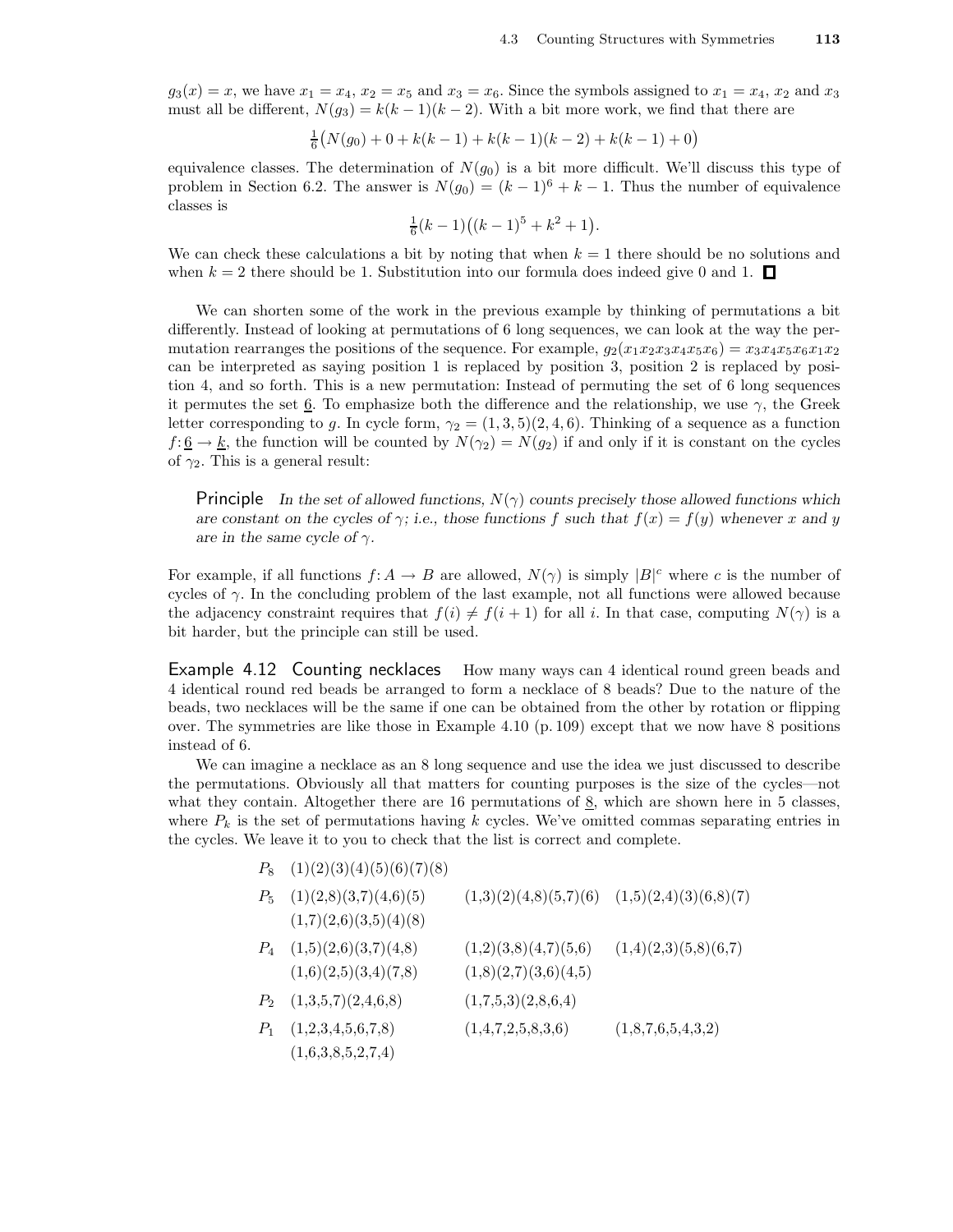$g_3(x) = x$, we have $x_1 = x_4$, $x_2 = x_5$ and $x_3 = x_6$. Since the symbols assigned to $x_1 = x_4$, $x_2$ and $x_3$ must all be different, $N(g_3) = k(k-1)(k-2)$. With a bit more work, we find that there are

$$\tfrac{1}{6}\big(N(g_0) + 0 + k(k-1) + k(k-1)(k-2) + k(k-1) + 0\big)$$

equivalence classes. The determination of $N(g_0)$ is a bit more difficult. We'll discuss this type of problem in Section 6.2. The answer is $N(g_0) = (k-1)^6 + k - 1$. Thus the number of equivalence classes is

$$\tfrac{1}{6}(k-1)\big((k-1)^5 + k^2 + 1\big).$$

We can check these calculations a bit by noting that when $k = 1$ there should be no solutions and when $k = 2$ there should be 1. Substitution into our formula does indeed give 0 and 1. □

We can shorten some of the work in the previous example by thinking of permutations a bit differently. Instead of looking at permutations of 6 long sequences, we can look at the way the permutation rearranges the positions of the sequence. For example, $g_2(x_1x_2x_3x_4x_5x_6) = x_3x_4x_5x_6x_1x_2$ can be interpreted as saying position 1 is replaced by position 3, position 2 is replaced by position 4, and so forth. This is a new permutation: Instead of permuting the set of 6 long sequences it permutes the set $\underline{6}$. To emphasize both the difference and the relationship, we use $\gamma$, the Greek letter corresponding to $g$. In cycle form, $\gamma_2 = (1,3,5)(2,4,6)$. Thinking of a sequence as a function $f\colon \underline{6} \to \underline{k}$, the function will be counted by $N(\gamma_2) = N(g_2)$ if and only if it is constant on the cycles of $\gamma_2$. This is a general result:

**Principle** *In the set of allowed functions, $N(\gamma)$ counts precisely those allowed functions which are constant on the cycles of $\gamma$; i.e., those functions $f$ such that $f(x) = f(y)$ whenever $x$ and $y$ are in the same cycle of $\gamma$.*

For example, if all functions $f\colon A \to B$ are allowed, $N(\gamma)$ is simply $|B|^c$ where $c$ is the number of cycles of $\gamma$. In the concluding problem of the last example, not all functions were allowed because the adjacency constraint requires that $f(i) \neq f(i+1)$ for all $i$. In that case, computing $N(\gamma)$ is a bit harder, but the principle can still be used.

**Example 4.12 Counting necklaces** How many ways can 4 identical round green beads and 4 identical round red beads be arranged to form a necklace of 8 beads? Due to the nature of the beads, two necklaces will be the same if one can be obtained from the other by rotation or flipping over. The symmetries are like those in Example 4.10 (p. 109) except that we now have 8 positions instead of 6.

We can imagine a necklace as an 8 long sequence and use the idea we just discussed to describe the permutations. Obviously all that matters for counting purposes is the size of the cycles—not what they contain. Altogether there are 16 permutations of $\underline{8}$, which are shown here in 5 classes, where $P_k$ is the set of permutations having $k$ cycles. We've omitted commas separating entries in the cycles. We leave it to you to check that the list is correct and complete.

| | | | |
|---|---|---|---|
| $P_8$ | (1)(2)(3)(4)(5)(6)(7)(8) | | |
| $P_5$ | (1)(2,8)(3,7)(4,6)(5) | (1,3)(2)(4,8)(5,7)(6) | (1,5)(2,4)(3)(6,8)(7) |
| | (1,7)(2,6)(3,5)(4)(8) | | |
| $P_4$ | (1,5)(2,6)(3,7)(4,8) | (1,2)(3,8)(4,7)(5,6) | (1,4)(2,3)(5,8)(6,7) |
| | (1,6)(2,5)(3,4)(7,8) | (1,8)(2,7)(3,6)(4,5) | |
| $P_2$ | (1,3,5,7)(2,4,6,8) | (1,7,5,3)(2,8,6,4) | |
| $P_1$ | (1,2,3,4,5,6,7,8) | (1,4,7,2,5,8,3,6) | (1,8,7,6,5,4,3,2) |
| | (1,6,3,8,5,2,7,4) | | |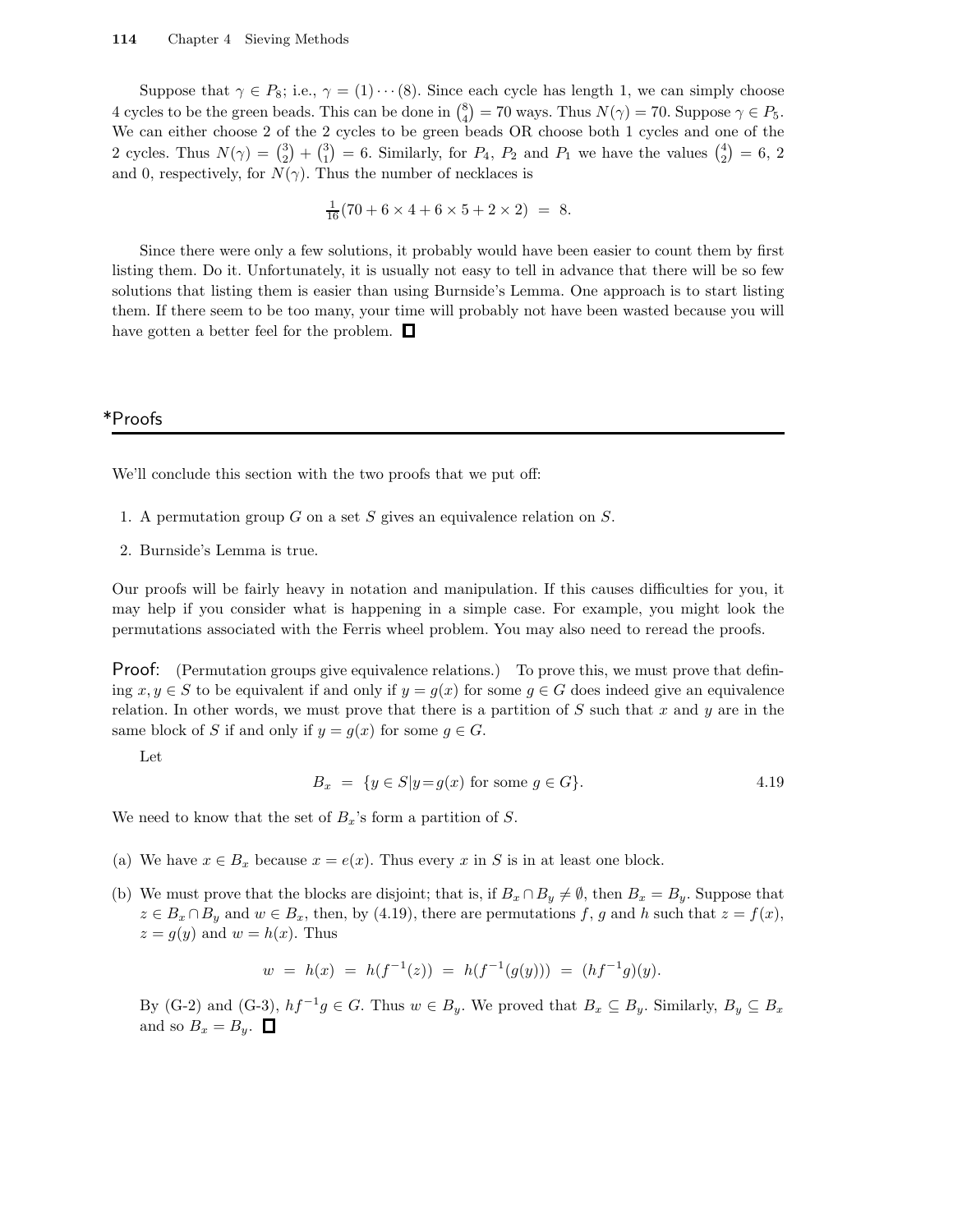Suppose that $\gamma \in P_8$; i.e., $\gamma = (1)\cdots(8)$. Since each cycle has length 1, we can simply choose 4 cycles to be the green beads. This can be done in $\binom{8}{4} = 70$ ways. Thus $N(\gamma) = 70$. Suppose $\gamma \in P_5$. We can either choose 2 of the 2 cycles to be green beads OR choose both 1 cycles and one of the 2 cycles. Thus $N(\gamma) = \binom{3}{2} + \binom{3}{1} = 6$. Similarly, for $P_4$, $P_2$ and $P_1$ we have the values $\binom{4}{2} = 6$, 2 and 0, respectively, for $N(\gamma)$. Thus the number of necklaces is

$$\tfrac{1}{16}(70 + 6 \times 4 + 6 \times 5 + 2 \times 2) \;=\; 8.$$

Since there were only a few solutions, it probably would have been easier to count them by first listing them. Do it. Unfortunately, it is usually not easy to tell in advance that there will be so few solutions that listing them is easier than using Burnside's Lemma. One approach is to start listing them. If there seem to be too many, your time will probably not have been wasted because you will have gotten a better feel for the problem. □

## *Proofs

We'll conclude this section with the two proofs that we put off:

1. A permutation group $G$ on a set $S$ gives an equivalence relation on $S$.
2. Burnside's Lemma is true.

Our proofs will be fairly heavy in notation and manipulation. If this causes difficulties for you, it may help if you consider what is happening in a simple case. For example, you might look the permutations associated with the Ferris wheel problem. You may also need to reread the proofs.

**Proof:** (Permutation groups give equivalence relations.) To prove this, we must prove that defining $x, y \in S$ to be equivalent if and only if $y = g(x)$ for some $g \in G$ does indeed give an equivalence relation. In other words, we must prove that there is a partition of $S$ such that $x$ and $y$ are in the same block of $S$ if and only if $y = g(x)$ for some $g \in G$.

Let

$$B_x \;=\; \{y \in S \mid y = g(x) \text{ for some } g \in G\}. \qquad 4.19$$

We need to know that the set of $B_x$'s form a partition of $S$.

(a) We have $x \in B_x$ because $x = e(x)$. Thus every $x$ in $S$ is in at least one block.

(b) We must prove that the blocks are disjoint; that is, if $B_x \cap B_y \neq \emptyset$, then $B_x = B_y$. Suppose that $z \in B_x \cap B_y$ and $w \in B_x$, then, by (4.19), there are permutations $f$, $g$ and $h$ such that $z = f(x)$, $z = g(y)$ and $w = h(x)$. Thus

$$w \;=\; h(x) \;=\; h(f^{-1}(z)) \;=\; h(f^{-1}(g(y))) \;=\; (hf^{-1}g)(y).$$

By (G-2) and (G-3), $hf^{-1}g \in G$. Thus $w \in B_y$. We proved that $B_x \subseteq B_y$. Similarly, $B_y \subseteq B_x$ and so $B_x = B_y$. □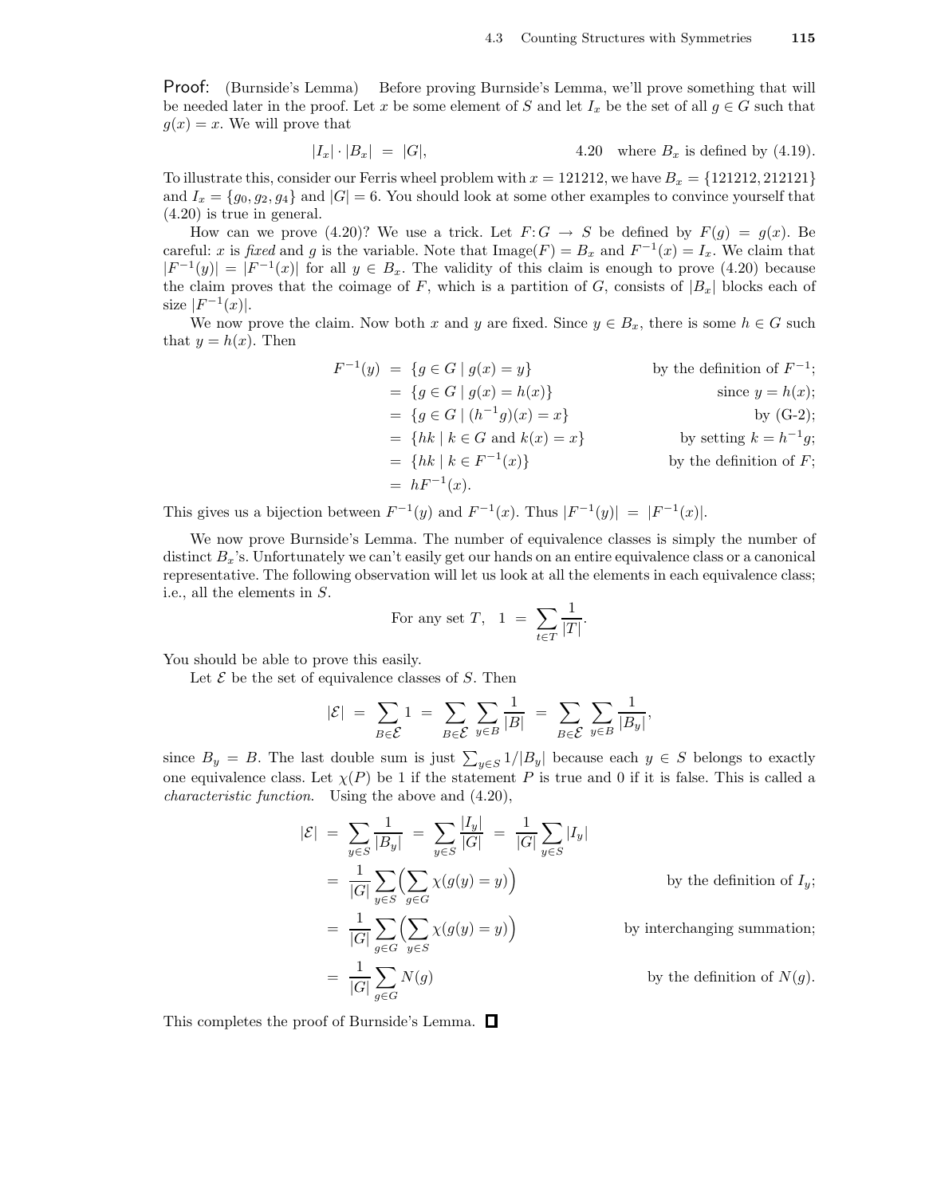**Proof:** (Burnside's Lemma) Before proving Burnside's Lemma, we'll prove something that will be needed later in the proof. Let $x$ be some element of $S$ and let $I_x$ be the set of all $g \in G$ such that $g(x) = x$. We will prove that

$$|I_x| \cdot |B_x| \;=\; |G|, \qquad \text{4.20} \quad \text{where } B_x \text{ is defined by (4.19).}$$

To illustrate this, consider our Ferris wheel problem with $x = 121212$, we have $B_x = \{121212, 212121\}$ and $I_x = \{g_0, g_2, g_4\}$ and $|G| = 6$. You should look at some other examples to convince yourself that (4.20) is true in general.

How can we prove (4.20)? We use a trick. Let $F\colon G \to S$ be defined by $F(g) = g(x)$. Be careful: $x$ is *fixed* and $g$ is the variable. Note that $\text{Image}(F) = B_x$ and $F^{-1}(x) = I_x$. We claim that $|F^{-1}(y)| = |F^{-1}(x)|$ for all $y \in B_x$. The validity of this claim is enough to prove (4.20) because the claim proves that the coimage of $F$, which is a partition of $G$, consists of $|B_x|$ blocks each of size $|F^{-1}(x)|$.

We now prove the claim. Now both $x$ and $y$ are fixed. Since $y \in B_x$, there is some $h \in G$ such that $y = h(x)$. Then

$$\begin{aligned}
F^{-1}(y) &= \{g \in G \mid g(x) = y\} && \text{by the definition of } F^{-1};\\
&= \{g \in G \mid g(x) = h(x)\} && \text{since } y = h(x);\\
&= \{g \in G \mid (h^{-1}g)(x) = x\} && \text{by (G-2)};\\
&= \{hk \mid k \in G \text{ and } k(x) = x\} && \text{by setting } k = h^{-1}g;\\
&= \{hk \mid k \in F^{-1}(x)\} && \text{by the definition of } F;\\
&= hF^{-1}(x).
\end{aligned}$$

This gives us a bijection between $F^{-1}(y)$ and $F^{-1}(x)$. Thus $|F^{-1}(y)| \;=\; |F^{-1}(x)|$.

We now prove Burnside's Lemma. The number of equivalence classes is simply the number of distinct $B_x$'s. Unfortunately we can't easily get our hands on an entire equivalence class or a canonical representative. The following observation will let us look at all the elements in each equivalence class; i.e., all the elements in $S$.

$$\text{For any set } T, \quad 1 \;=\; \sum_{t \in T} \frac{1}{|T|}.$$

You should be able to prove this easily.

Let $\mathcal{E}$ be the set of equivalence classes of $S$. Then

$$|\mathcal{E}| \;=\; \sum_{B \in \mathcal{E}} 1 \;=\; \sum_{B \in \mathcal{E}} \sum_{y \in B} \frac{1}{|B|} \;=\; \sum_{B \in \mathcal{E}} \sum_{y \in B} \frac{1}{|B_y|},$$

since $B_y = B$. The last double sum is just $\sum_{y \in S} 1/|B_y|$ because each $y \in S$ belongs to exactly one equivalence class. Let $\chi(P)$ be 1 if the statement $P$ is true and 0 if it is false. This is called a *characteristic function*. Using the above and (4.20),

$$\begin{aligned}
|\mathcal{E}| &= \sum_{y \in S} \frac{1}{|B_y|} \;=\; \sum_{y \in S} \frac{|I_y|}{|G|} \;=\; \frac{1}{|G|} \sum_{y \in S} |I_y| \\
&= \frac{1}{|G|} \sum_{y \in S} \Big( \sum_{g \in G} \chi(g(y) = y) \Big) && \text{by the definition of } I_y;\\
&= \frac{1}{|G|} \sum_{g \in G} \Big( \sum_{y \in S} \chi(g(y) = y) \Big) && \text{by interchanging summation;}\\
&= \frac{1}{|G|} \sum_{g \in G} N(g) && \text{by the definition of } N(g).
\end{aligned}$$

This completes the proof of Burnside's Lemma. □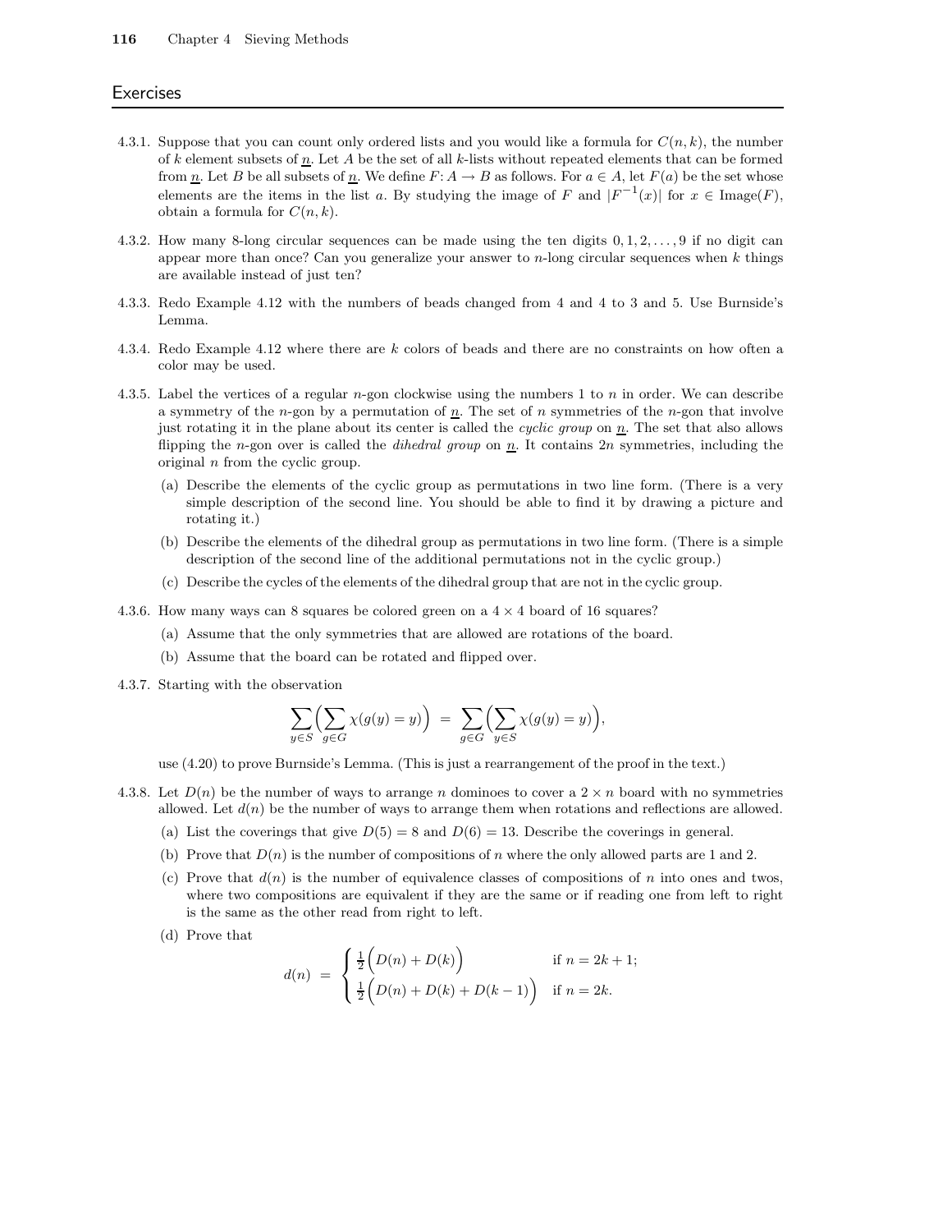## Exercises

4.3.1. Suppose that you can count only ordered lists and you would like a formula for $C(n,k)$, the number of $k$ element subsets of $\underline{n}$. Let $A$ be the set of all $k$-lists without repeated elements that can be formed from $\underline{n}$. Let $B$ be all subsets of $\underline{n}$. We define $F\colon A \to B$ as follows. For $a \in A$, let $F(a)$ be the set whose elements are the items in the list $a$. By studying the image of $F$ and $|F^{-1}(x)|$ for $x \in \text{Image}(F)$, obtain a formula for $C(n,k)$.

4.3.2. How many 8-long circular sequences can be made using the ten digits $0, 1, 2, \ldots, 9$ if no digit can appear more than once? Can you generalize your answer to $n$-long circular sequences when $k$ things are available instead of just ten?

4.3.3. Redo Example 4.12 with the numbers of beads changed from 4 and 4 to 3 and 5. Use Burnside's Lemma.

4.3.4. Redo Example 4.12 where there are $k$ colors of beads and there are no constraints on how often a color may be used.

4.3.5. Label the vertices of a regular $n$-gon clockwise using the numbers 1 to $n$ in order. We can describe a symmetry of the $n$-gon by a permutation of $\underline{n}$. The set of $n$ symmetries of the $n$-gon that involve just rotating it in the plane about its center is called the *cyclic group* on $\underline{n}$. The set that also allows flipping the $n$-gon over is called the *dihedral group* on $\underline{n}$. It contains $2n$ symmetries, including the original $n$ from the cyclic group.

(a) Describe the elements of the cyclic group as permutations in two line form. (There is a very simple description of the second line. You should be able to find it by drawing a picture and rotating it.)

(b) Describe the elements of the dihedral group as permutations in two line form. (There is a simple description of the second line of the additional permutations not in the cyclic group.)

(c) Describe the cycles of the elements of the dihedral group that are not in the cyclic group.

4.3.6. How many ways can 8 squares be colored green on a $4 \times 4$ board of 16 squares?

(a) Assume that the only symmetries that are allowed are rotations of the board.

(b) Assume that the board can be rotated and flipped over.

4.3.7. Starting with the observation

$$\sum_{y \in S}\Big(\sum_{g \in G} \chi(g(y) = y)\Big) \;=\; \sum_{g \in G}\Big(\sum_{y \in S} \chi(g(y) = y)\Big),$$

use (4.20) to prove Burnside's Lemma. (This is just a rearrangement of the proof in the text.)

4.3.8. Let $D(n)$ be the number of ways to arrange $n$ dominoes to cover a $2 \times n$ board with no symmetries allowed. Let $d(n)$ be the number of ways to arrange them when rotations and reflections are allowed.

(a) List the coverings that give $D(5) = 8$ and $D(6) = 13$. Describe the coverings in general.

(b) Prove that $D(n)$ is the number of compositions of $n$ where the only allowed parts are 1 and 2.

(c) Prove that $d(n)$ is the number of equivalence classes of compositions of $n$ into ones and twos, where two compositions are equivalent if they are the same or if reading one from left to right is the same as the other read from right to left.

(d) Prove that

$$d(n) \;=\; \begin{cases} \frac{1}{2}\Big(D(n) + D(k)\Big) & \text{if } n = 2k+1; \\ \frac{1}{2}\Big(D(n) + D(k) + D(k-1)\Big) & \text{if } n = 2k. \end{cases}$$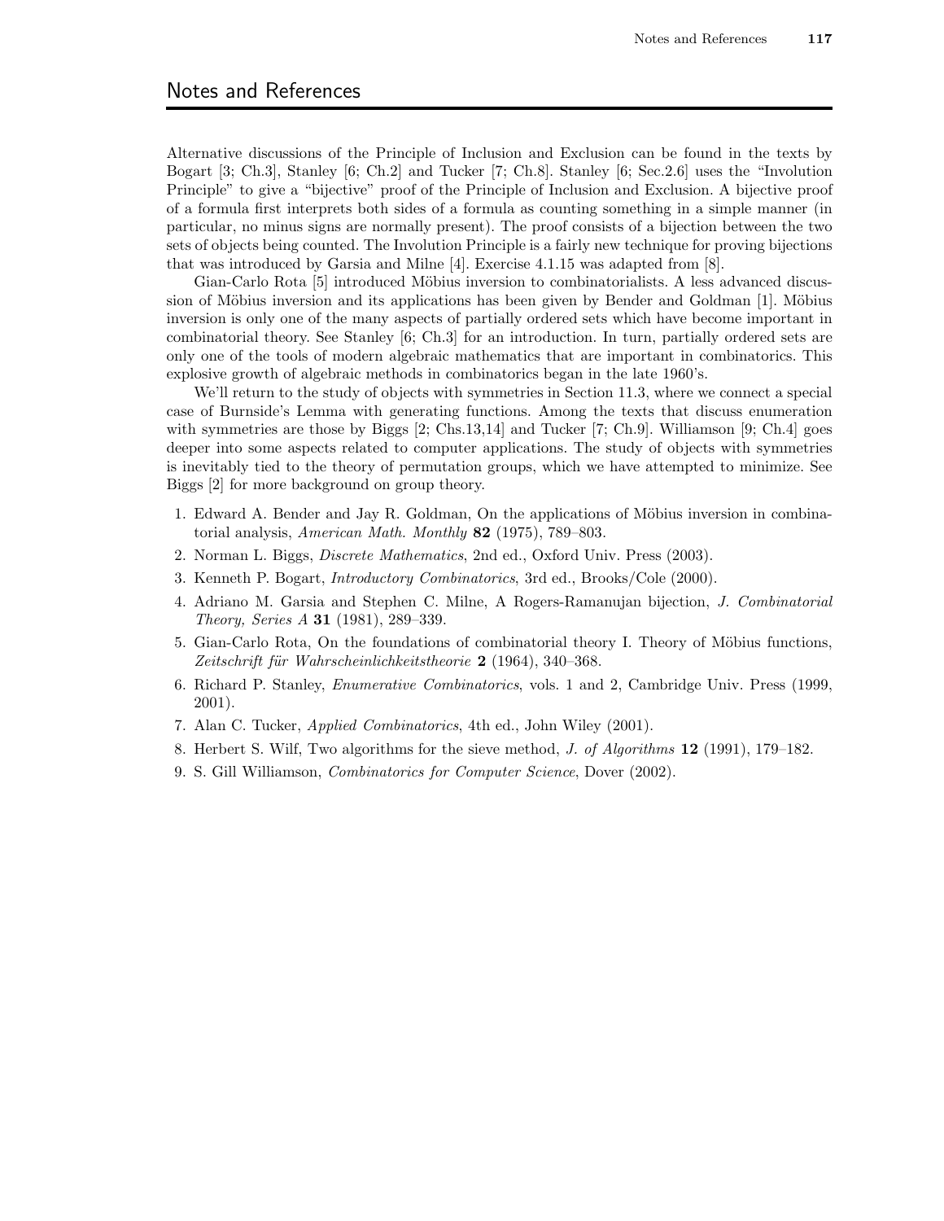## Notes and References

Alternative discussions of the Principle of Inclusion and Exclusion can be found in the texts by Bogart [3; Ch.3], Stanley [6; Ch.2] and Tucker [7; Ch.8]. Stanley [6; Sec.2.6] uses the "Involution Principle" to give a "bijective" proof of the Principle of Inclusion and Exclusion. A bijective proof of a formula first interprets both sides of a formula as counting something in a simple manner (in particular, no minus signs are normally present). The proof consists of a bijection between the two sets of objects being counted. The Involution Principle is a fairly new technique for proving bijections that was introduced by Garsia and Milne [4]. Exercise 4.1.15 was adapted from [8].

Gian-Carlo Rota [5] introduced Möbius inversion to combinatorialists. A less advanced discussion of Möbius inversion and its applications has been given by Bender and Goldman [1]. Möbius inversion is only one of the many aspects of partially ordered sets which have become important in combinatorial theory. See Stanley [6; Ch.3] for an introduction. In turn, partially ordered sets are only one of the tools of modern algebraic mathematics that are important in combinatorics. This explosive growth of algebraic methods in combinatorics began in the late 1960's.

We'll return to the study of objects with symmetries in Section 11.3, where we connect a special case of Burnside's Lemma with generating functions. Among the texts that discuss enumeration with symmetries are those by Biggs [2; Chs.13,14] and Tucker [7; Ch.9]. Williamson [9; Ch.4] goes deeper into some aspects related to computer applications. The study of objects with symmetries is inevitably tied to the theory of permutation groups, which we have attempted to minimize. See Biggs [2] for more background on group theory.

1. Edward A. Bender and Jay R. Goldman, On the applications of Möbius inversion in combinatorial analysis, *American Math. Monthly* **82** (1975), 789–803.
2. Norman L. Biggs, *Discrete Mathematics*, 2nd ed., Oxford Univ. Press (2003).
3. Kenneth P. Bogart, *Introductory Combinatorics*, 3rd ed., Brooks/Cole (2000).
4. Adriano M. Garsia and Stephen C. Milne, A Rogers-Ramanujan bijection, *J. Combinatorial Theory, Series A* **31** (1981), 289–339.
5. Gian-Carlo Rota, On the foundations of combinatorial theory I. Theory of Möbius functions, *Zeitschrift für Wahrscheinlichkeitstheorie* **2** (1964), 340–368.
6. Richard P. Stanley, *Enumerative Combinatorics*, vols. 1 and 2, Cambridge Univ. Press (1999, 2001).
7. Alan C. Tucker, *Applied Combinatorics*, 4th ed., John Wiley (2001).
8. Herbert S. Wilf, Two algorithms for the sieve method, *J. of Algorithms* **12** (1991), 179–182.
9. S. Gill Williamson, *Combinatorics for Computer Science*, Dover (2002).